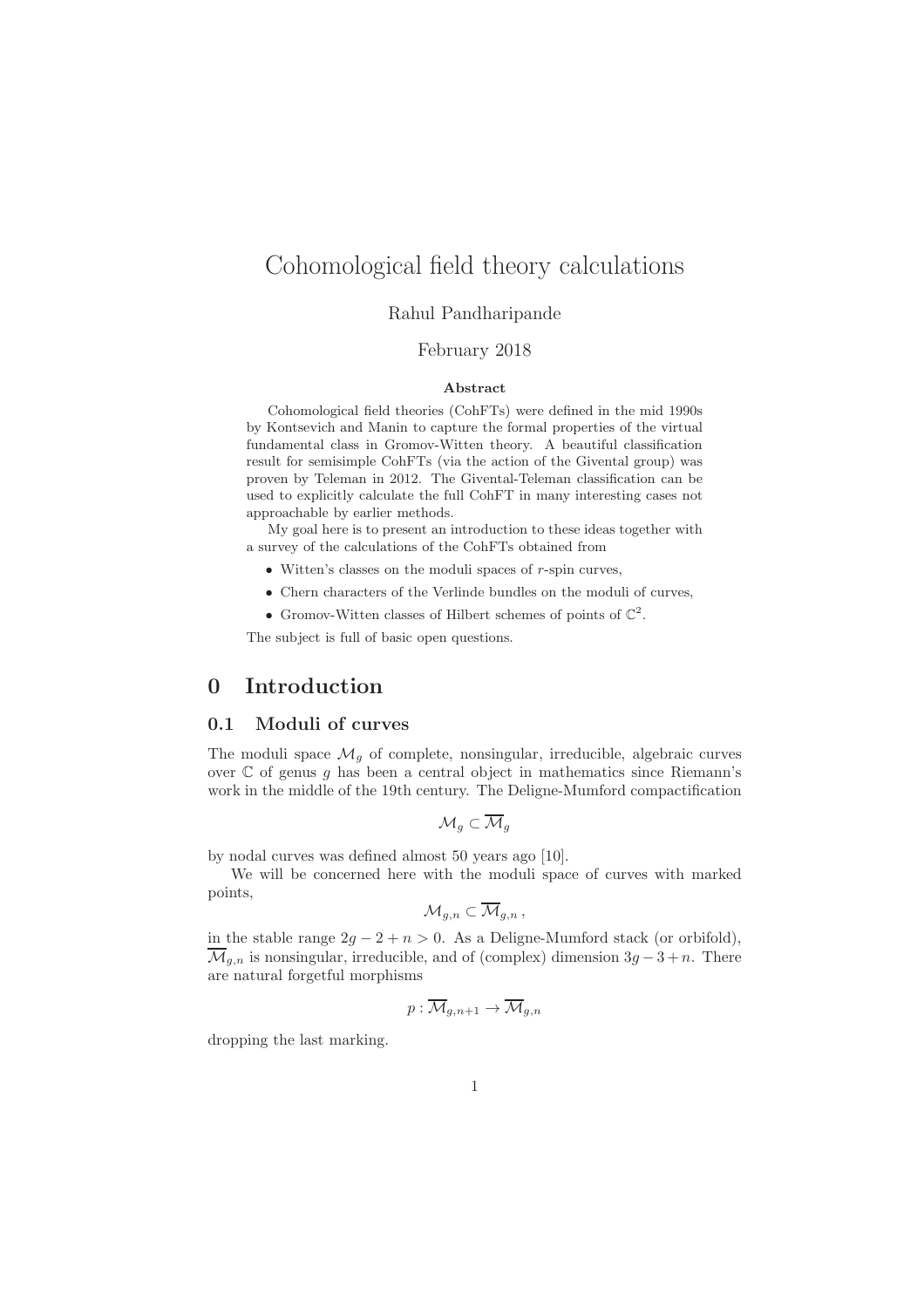# Cohomological field theory calculations

Rahul Pandharipande

February 2018

**Abstract**

Cohomological field theories (CohFTs) were defined in the mid 1990s by Kontsevich and Manin to capture the formal properties of the virtual fundamental class in Gromov-Witten theory. A beautiful classification result for semisimple CohFTs (via the action of the Givental group) was proven by Teleman in 2012. The Givental-Teleman classification can be used to explicitly calculate the full CohFT in many interesting cases not approachable by earlier methods.

My goal here is to present an introduction to these ideas together with a survey of the calculations of the CohFTs obtained from

- Witten's classes on the moduli spaces of $r$-spin curves,
- Chern characters of the Verlinde bundles on the moduli of curves,
- Gromov-Witten classes of Hilbert schemes of points of $\mathbb{C}^2$.

The subject is full of basic open questions.

## 0 Introduction

### 0.1 Moduli of curves

The moduli space $\mathcal{M}_g$ of complete, nonsingular, irreducible, algebraic curves over $\mathbb{C}$ of genus $g$ has been a central object in mathematics since Riemann's work in the middle of the 19th century. The Deligne-Mumford compactification

$$\mathcal{M}_g \subset \overline{\mathcal{M}}_g$$

by nodal curves was defined almost 50 years ago [10].

We will be concerned here with the moduli space of curves with marked points,

$$\mathcal{M}_{g,n} \subset \overline{\mathcal{M}}_{g,n}\,,$$

in the stable range $2g-2+n>0$. As a Deligne-Mumford stack (or orbifold), $\overline{\mathcal{M}}_{g,n}$ is nonsingular, irreducible, and of (complex) dimension $3g-3+n$. There are natural forgetful morphisms

$$p : \overline{\mathcal{M}}_{g,n+1} \to \overline{\mathcal{M}}_{g,n}$$

dropping the last marking.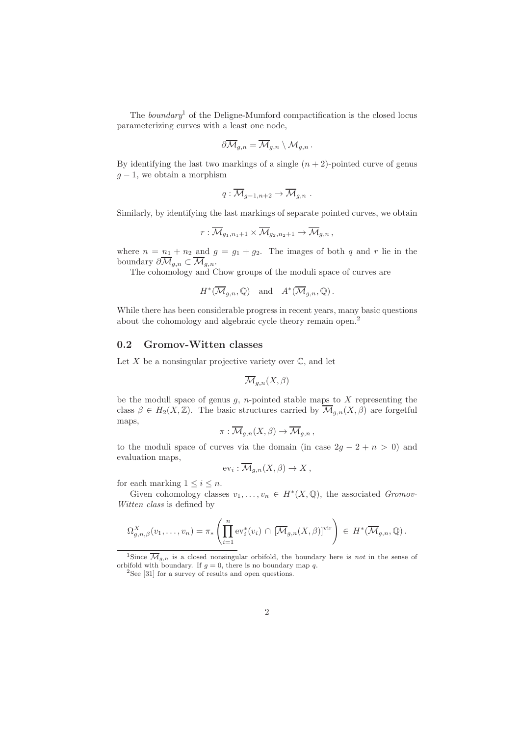The *boundary*[1] of the Deligne-Mumford compactification is the closed locus parameterizing curves with a least one node,

$$\partial \overline{\mathcal{M}}_{g,n} = \overline{\mathcal{M}}_{g,n} \setminus \mathcal{M}_{g,n} \,.$$

By identifying the last two markings of a single $(n+2)$-pointed curve of genus $g-1$, we obtain a morphism

$$q : \overline{\mathcal{M}}_{g-1,n+2} \to \overline{\mathcal{M}}_{g,n} \ .$$

Similarly, by identifying the last markings of separate pointed curves, we obtain

$$r : \overline{\mathcal{M}}_{g_1,n_1+1} \times \overline{\mathcal{M}}_{g_2,n_2+1} \to \overline{\mathcal{M}}_{g,n} \,,$$

where $n = n_1 + n_2$ and $g = g_1 + g_2$. The images of both $q$ and $r$ lie in the boundary $\partial \overline{\mathcal{M}}_{g,n} \subset \overline{\mathcal{M}}_{g,n}$.

The cohomology and Chow groups of the moduli space of curves are

$$H^*(\overline{\mathcal{M}}_{g,n}, \mathbb{Q}) \quad \text{and} \quad A^*(\overline{\mathcal{M}}_{g,n}, \mathbb{Q}) \,.$$

While there has been considerable progress in recent years, many basic questions about the cohomology and algebraic cycle theory remain open.[2]

## 0.2 Gromov-Witten classes

Let $X$ be a nonsingular projective variety over $\mathbb{C}$, and let

$$\overline{\mathcal{M}}_{g,n}(X, \beta)$$

be the moduli space of genus $g$, $n$-pointed stable maps to $X$ representing the class $\beta \in H_2(X, \mathbb{Z})$. The basic structures carried by $\overline{\mathcal{M}}_{g,n}(X, \beta)$ are forgetful maps,

$$\pi : \overline{\mathcal{M}}_{g,n}(X, \beta) \to \overline{\mathcal{M}}_{g,n} \,,$$

to the moduli space of curves via the domain (in case $2g - 2 + n > 0$) and evaluation maps,

$$\mathrm{ev}_i : \overline{\mathcal{M}}_{g,n}(X, \beta) \to X \,,$$

for each marking $1 \le i \le n$.

Given cohomology classes $v_1, \ldots, v_n \in H^*(X, \mathbb{Q})$, the associated *Gromov-Witten class* is defined by

$$\Omega^X_{g,n,\beta}(v_1, \ldots, v_n) = \pi_* \left( \prod_{i=1}^{n} \mathrm{ev}_i^*(v_i) \, \cap \, [\overline{\mathcal{M}}_{g,n}(X, \beta)]^{\mathrm{vir}} \right) \in H^*(\overline{\mathcal{M}}_{g,n}, \mathbb{Q}) \,.$$

---

[1] Since $\overline{\mathcal{M}}_{g,n}$ is a closed nonsingular orbifold, the boundary here is *not* in the sense of orbifold with boundary. If $g = 0$, there is no boundary map $q$.

[2] See [31] for a survey of results and open questions.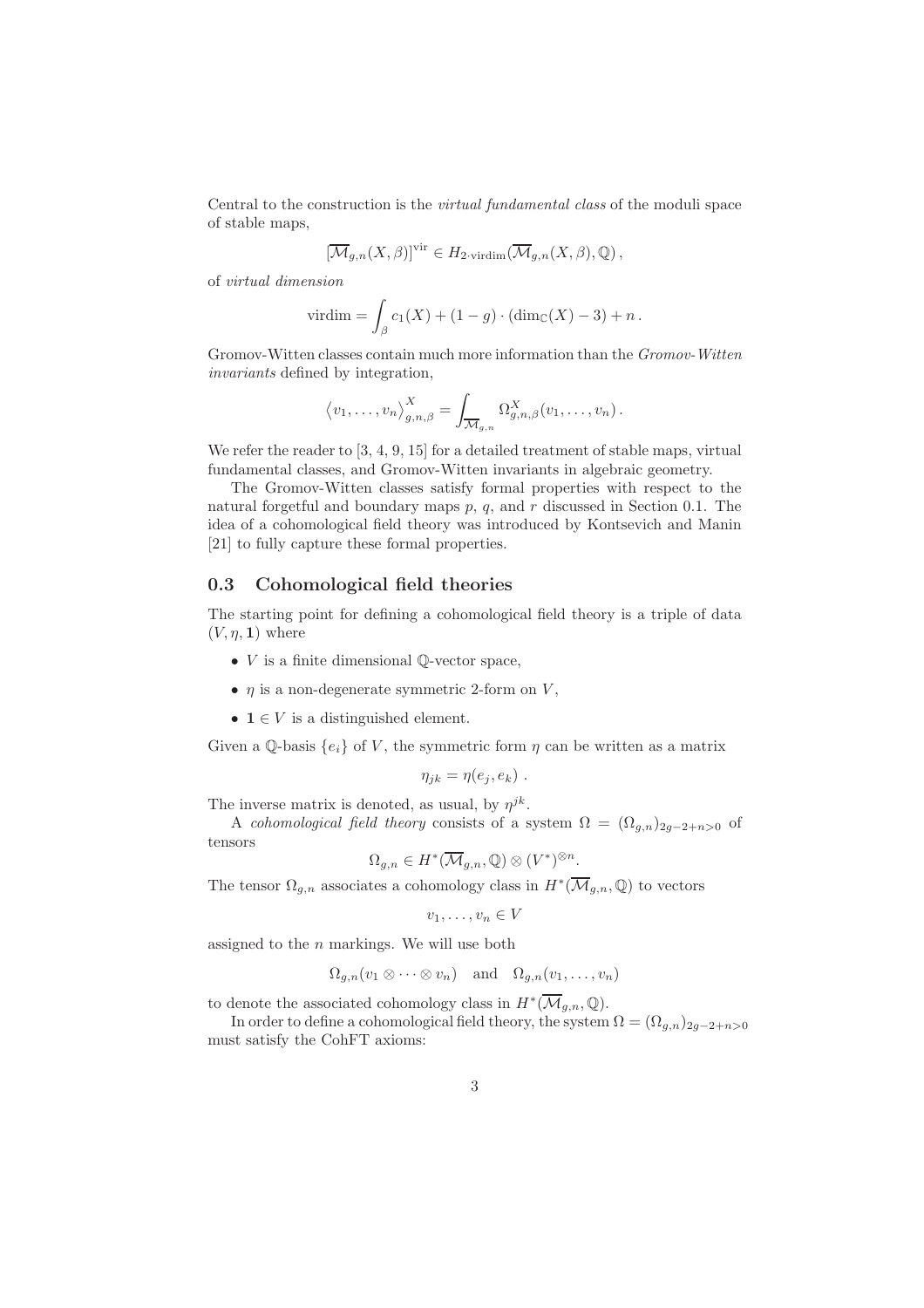Central to the construction is the *virtual fundamental class* of the moduli space of stable maps,

$$[\overline{\mathcal{M}}_{g,n}(X,\beta)]^{\text{vir}} \in H_{2\cdot \text{virdim}}(\overline{\mathcal{M}}_{g,n}(X,\beta),\mathbb{Q})\,,$$

of *virtual dimension*

$$\text{virdim} = \int_\beta c_1(X) + (1-g)\cdot(\dim_{\mathbb{C}}(X)-3) + n\,.$$

Gromov-Witten classes contain much more information than the *Gromov-Witten invariants* defined by integration,

$$\big\langle v_1,\ldots,v_n\big\rangle^X_{g,n,\beta} = \int_{\overline{\mathcal{M}}_{g,n}} \Omega^X_{g,n,\beta}(v_1,\ldots,v_n)\,.$$

We refer the reader to [3, 4, 9, 15] for a detailed treatment of stable maps, virtual fundamental classes, and Gromov-Witten invariants in algebraic geometry.

The Gromov-Witten classes satisfy formal properties with respect to the natural forgetful and boundary maps $p$, $q$, and $r$ discussed in Section 0.1. The idea of a cohomological field theory was introduced by Kontsevich and Manin [21] to fully capture these formal properties.

## 0.3 Cohomological field theories

The starting point for defining a cohomological field theory is a triple of data $(V,\eta,\mathbf{1})$ where

- $V$ is a finite dimensional $\mathbb{Q}$-vector space,
- $\eta$ is a non-degenerate symmetric 2-form on $V$,
- $\mathbf{1}\in V$ is a distinguished element.

Given a $\mathbb{Q}$-basis $\{e_i\}$ of $V$, the symmetric form $\eta$ can be written as a matrix

$$\eta_{jk} = \eta(e_j,e_k)\ .$$

The inverse matrix is denoted, as usual, by $\eta^{jk}$.

A *cohomological field theory* consists of a system $\Omega = (\Omega_{g,n})_{2g-2+n>0}$ of tensors

$$\Omega_{g,n} \in H^*(\overline{\mathcal{M}}_{g,n},\mathbb{Q})\otimes (V^*)^{\otimes n}.$$

The tensor $\Omega_{g,n}$ associates a cohomology class in $H^*(\overline{\mathcal{M}}_{g,n},\mathbb{Q})$ to vectors

$$v_1,\ldots,v_n\in V$$

assigned to the $n$ markings. We will use both

$$\Omega_{g,n}(v_1\otimes\cdots\otimes v_n) \quad \text{and} \quad \Omega_{g,n}(v_1,\ldots,v_n)$$

to denote the associated cohomology class in $H^*(\overline{\mathcal{M}}_{g,n},\mathbb{Q})$.

In order to define a cohomological field theory, the system $\Omega = (\Omega_{g,n})_{2g-2+n>0}$ must satisfy the CohFT axioms: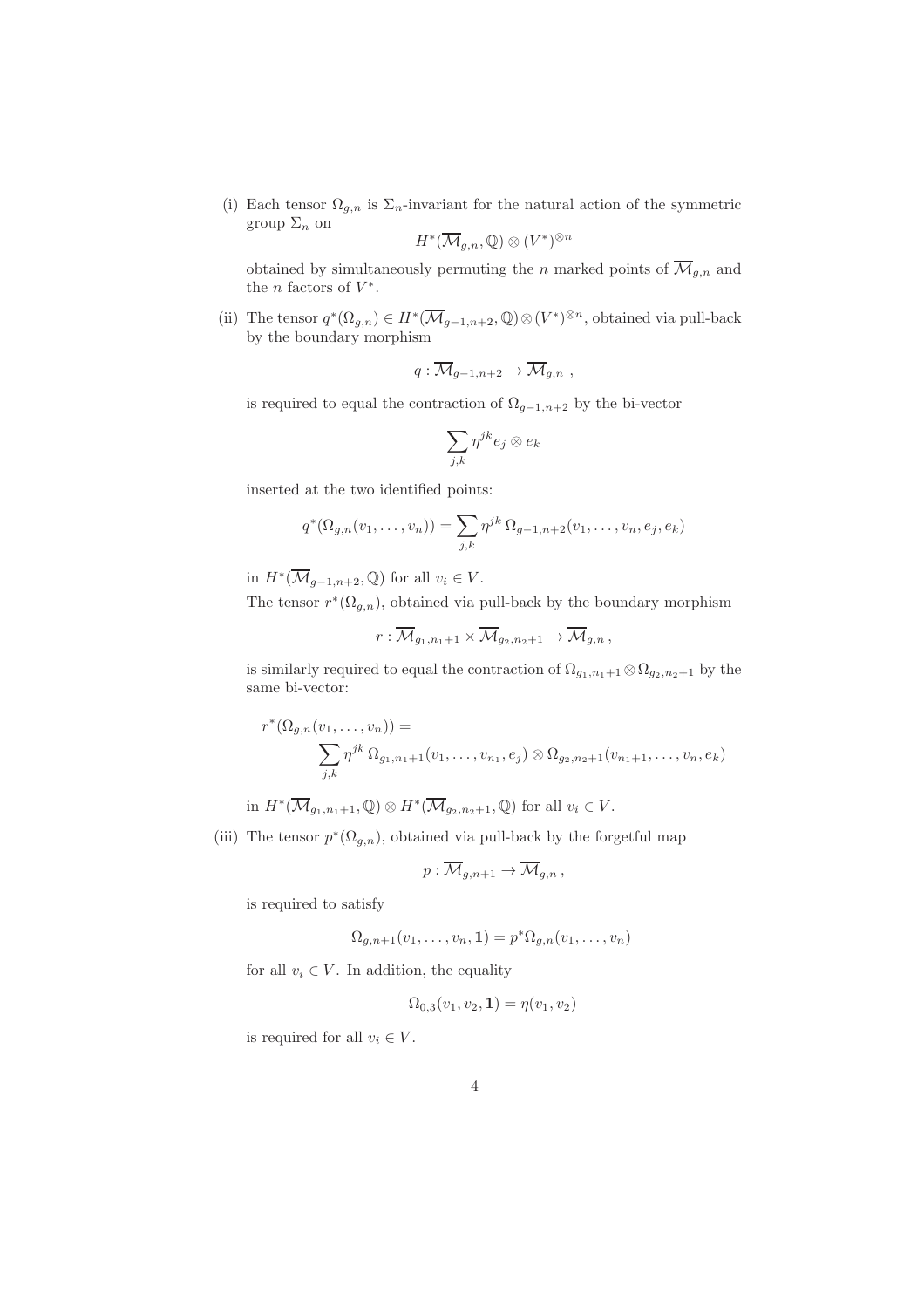(i) Each tensor $\Omega_{g,n}$ is $\Sigma_n$-invariant for the natural action of the symmetric group $\Sigma_n$ on

$$H^*(\overline{\mathcal{M}}_{g,n}, \mathbb{Q}) \otimes (V^*)^{\otimes n}$$

obtained by simultaneously permuting the $n$ marked points of $\overline{\mathcal{M}}_{g,n}$ and the $n$ factors of $V^*$.

(ii) The tensor $q^*(\Omega_{g,n}) \in H^*(\overline{\mathcal{M}}_{g-1,n+2}, \mathbb{Q}) \otimes (V^*)^{\otimes n}$, obtained via pull-back by the boundary morphism

$$q : \overline{\mathcal{M}}_{g-1,n+2} \to \overline{\mathcal{M}}_{g,n} \ ,$$

is required to equal the contraction of $\Omega_{g-1,n+2}$ by the bi-vector

$$\sum_{j,k} \eta^{jk} e_j \otimes e_k$$

inserted at the two identified points:

$$q^*(\Omega_{g,n}(v_1, \ldots, v_n)) = \sum_{j,k} \eta^{jk}\, \Omega_{g-1,n+2}(v_1, \ldots, v_n, e_j, e_k)$$

in $H^*(\overline{\mathcal{M}}_{g-1,n+2}, \mathbb{Q})$ for all $v_i \in V$.

The tensor $r^*(\Omega_{g,n})$, obtained via pull-back by the boundary morphism

$$r : \overline{\mathcal{M}}_{g_1,n_1+1} \times \overline{\mathcal{M}}_{g_2,n_2+1} \to \overline{\mathcal{M}}_{g,n} \,,$$

is similarly required to equal the contraction of $\Omega_{g_1,n_1+1} \otimes \Omega_{g_2,n_2+1}$ by the same bi-vector:

$$r^*(\Omega_{g,n}(v_1, \ldots, v_n)) = \sum_{j,k} \eta^{jk}\, \Omega_{g_1,n_1+1}(v_1, \ldots, v_{n_1}, e_j) \otimes \Omega_{g_2,n_2+1}(v_{n_1+1}, \ldots, v_n, e_k)$$

in $H^*(\overline{\mathcal{M}}_{g_1,n_1+1}, \mathbb{Q}) \otimes H^*(\overline{\mathcal{M}}_{g_2,n_2+1}, \mathbb{Q})$ for all $v_i \in V$.

(iii) The tensor $p^*(\Omega_{g,n})$, obtained via pull-back by the forgetful map

$$p : \overline{\mathcal{M}}_{g,n+1} \to \overline{\mathcal{M}}_{g,n} \,,$$

is required to satisfy

$$\Omega_{g,n+1}(v_1, \ldots, v_n, \mathbf{1}) = p^*\Omega_{g,n}(v_1, \ldots, v_n)$$

for all $v_i \in V$. In addition, the equality

$$\Omega_{0,3}(v_1, v_2, \mathbf{1}) = \eta(v_1, v_2)$$

is required for all $v_i \in V$.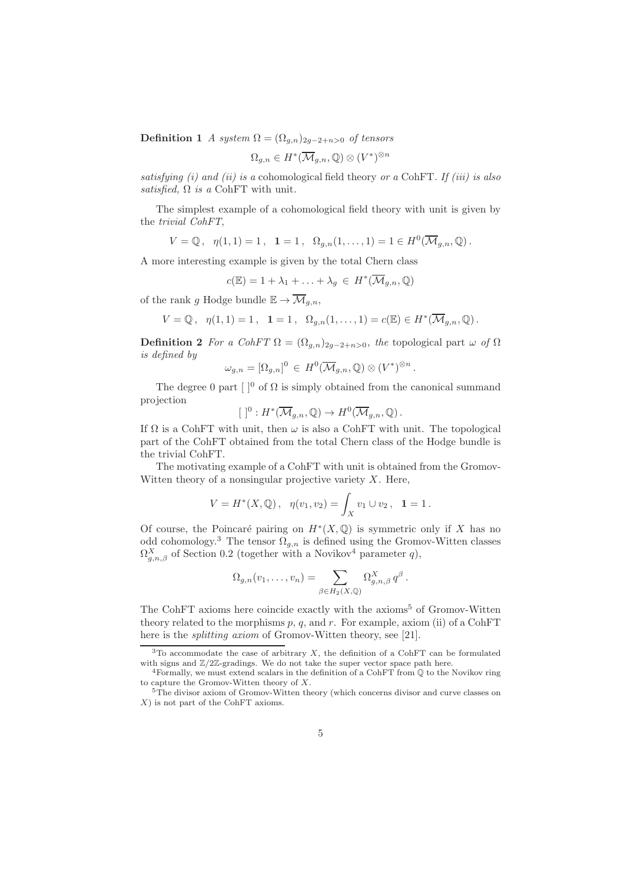**Definition 1** *A system* $\Omega = (\Omega_{g,n})_{2g-2+n>0}$ *of tensors*

$$\Omega_{g,n} \in H^*(\overline{\mathcal{M}}_{g,n}, \mathbb{Q}) \otimes (V^*)^{\otimes n}$$

*satisfying (i) and (ii) is a* cohomological field theory *or a* CohFT*. If (iii) is also satisfied,* $\Omega$ *is a* CohFT with unit*.*

The simplest example of a cohomological field theory with unit is given by the *trivial CohFT*,

$$V = \mathbb{Q}\,, \quad \eta(1,1) = 1\,, \quad \mathbf{1} = 1\,, \quad \Omega_{g,n}(1, \ldots, 1) = 1 \in H^0(\overline{\mathcal{M}}_{g,n}, \mathbb{Q})\,.$$

A more interesting example is given by the total Chern class

$$c(\mathbb{E}) = 1 + \lambda_1 + \ldots + \lambda_g \in H^*(\overline{\mathcal{M}}_{g,n}, \mathbb{Q})$$

of the rank $g$ Hodge bundle $\mathbb{E} \to \overline{\mathcal{M}}_{g,n}$,

$$V = \mathbb{Q}\,, \quad \eta(1,1) = 1\,, \quad \mathbf{1} = 1\,, \quad \Omega_{g,n}(1, \ldots, 1) = c(\mathbb{E}) \in H^*(\overline{\mathcal{M}}_{g,n}, \mathbb{Q})\,.$$

**Definition 2** *For a CohFT* $\Omega = (\Omega_{g,n})_{2g-2+n>0}$*, the* topological part $\omega$ *of* $\Omega$ *is defined by*

$$\omega_{g,n} = [\Omega_{g,n}]^0 \in H^0(\overline{\mathcal{M}}_{g,n}, \mathbb{Q}) \otimes (V^*)^{\otimes n}\,.$$

The degree 0 part $[\ ]^0$ of $\Omega$ is simply obtained from the canonical summand projection

$$[\ ]^0 : H^*(\overline{\mathcal{M}}_{g,n}, \mathbb{Q}) \to H^0(\overline{\mathcal{M}}_{g,n}, \mathbb{Q})\,.$$

If $\Omega$ is a CohFT with unit, then $\omega$ is also a CohFT with unit. The topological part of the CohFT obtained from the total Chern class of the Hodge bundle is the trivial CohFT.

The motivating example of a CohFT with unit is obtained from the Gromov-Witten theory of a nonsingular projective variety $X$. Here,

$$V = H^*(X, \mathbb{Q})\,, \quad \eta(v_1, v_2) = \int_X v_1 \cup v_2\,, \quad \mathbf{1} = 1\,.$$

Of course, the Poincaré pairing on $H^*(X, \mathbb{Q})$ is symmetric only if $X$ has no odd cohomology.[3] The tensor $\Omega_{g,n}$ is defined using the Gromov-Witten classes $\Omega^X_{g,n,\beta}$ of Section 0.2 (together with a Novikov[4] parameter $q$),

$$\Omega_{g,n}(v_1, \ldots, v_n) = \sum_{\beta \in H_2(X,\mathbb{Q})} \Omega^X_{g,n,\beta}\, q^\beta\,.$$

The CohFT axioms here coincide exactly with the axioms[5] of Gromov-Witten theory related to the morphisms $p$, $q$, and $r$. For example, axiom (ii) of a CohFT here is the *splitting axiom* of Gromov-Witten theory, see [21].

[3] To accommodate the case of arbitrary $X$, the definition of a CohFT can be formulated with signs and $\mathbb{Z}/2\mathbb{Z}$-gradings. We do not take the super vector space path here.

[4] Formally, we must extend scalars in the definition of a CohFT from $\mathbb{Q}$ to the Novikov ring to capture the Gromov-Witten theory of $X$.

[5] The divisor axiom of Gromov-Witten theory (which concerns divisor and curve classes on $X$) is not part of the CohFT axioms.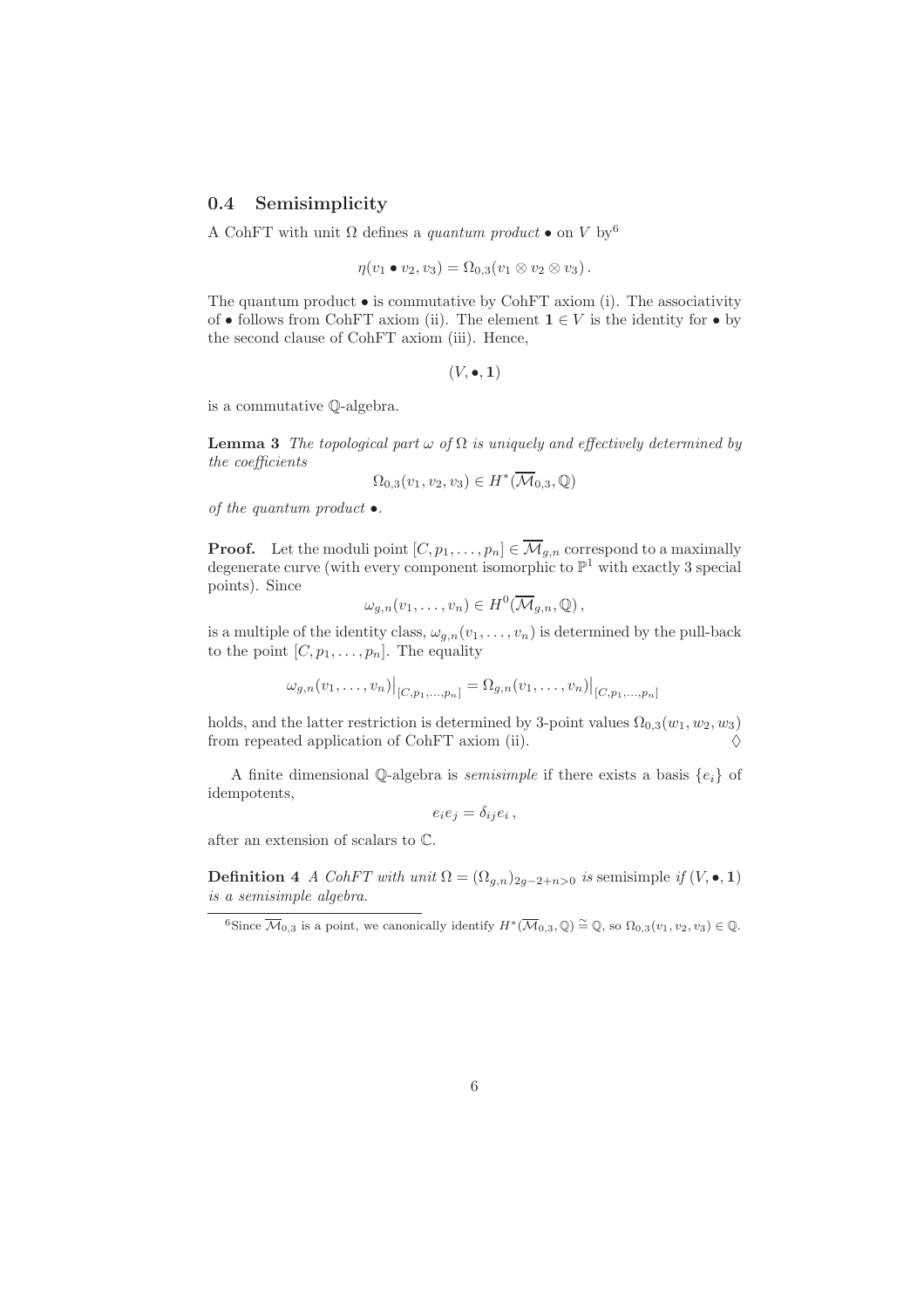### 0.4 Semisimplicity

A CohFT with unit $\Omega$ defines a *quantum product* $\bullet$ on $V$ by[6]

$$\eta(v_1 \bullet v_2, v_3) = \Omega_{0,3}(v_1 \otimes v_2 \otimes v_3)\,.$$

The quantum product $\bullet$ is commutative by CohFT axiom (i). The associativity of $\bullet$ follows from CohFT axiom (ii). The element $\mathbf{1} \in V$ is the identity for $\bullet$ by the second clause of CohFT axiom (iii). Hence,

$$(V, \bullet, \mathbf{1})$$

is a commutative $\mathbb{Q}$-algebra.

**Lemma 3** *The topological part $\omega$ of $\Omega$ is uniquely and effectively determined by the coefficients*

$$\Omega_{0,3}(v_1, v_2, v_3) \in H^*(\overline{\mathcal{M}}_{0,3}, \mathbb{Q})$$

*of the quantum product $\bullet$.*

**Proof.** Let the moduli point $[C, p_1, \ldots, p_n] \in \overline{\mathcal{M}}_{g,n}$ correspond to a maximally degenerate curve (with every component isomorphic to $\mathbb{P}^1$ with exactly 3 special points). Since

$$\omega_{g,n}(v_1, \ldots, v_n) \in H^0(\overline{\mathcal{M}}_{g,n}, \mathbb{Q})\,,$$

is a multiple of the identity class, $\omega_{g,n}(v_1, \ldots, v_n)$ is determined by the pull-back to the point $[C, p_1, \ldots, p_n]$. The equality

$$\omega_{g,n}(v_1, \ldots, v_n)\big|_{[C,p_1,\ldots,p_n]} = \Omega_{g,n}(v_1, \ldots, v_n)\big|_{[C,p_1,\ldots,p_n]}$$

holds, and the latter restriction is determined by 3-point values $\Omega_{0,3}(w_1, w_2, w_3)$ from repeated application of CohFT axiom (ii). $\Diamond$

A finite dimensional $\mathbb{Q}$-algebra is *semisimple* if there exists a basis $\{e_i\}$ of idempotents,

$$e_i e_j = \delta_{ij} e_i\,,$$

after an extension of scalars to $\mathbb{C}$.

**Definition 4** *A CohFT with unit $\Omega = (\Omega_{g,n})_{2g-2+n>0}$ is* semisimple *if $(V, \bullet, \mathbf{1})$ is a semisimple algebra.*

[6] Since $\overline{\mathcal{M}}_{0,3}$ is a point, we canonically identify $H^*(\overline{\mathcal{M}}_{0,3}, \mathbb{Q}) \cong \mathbb{Q}$, so $\Omega_{0,3}(v_1, v_2, v_3) \in \mathbb{Q}$.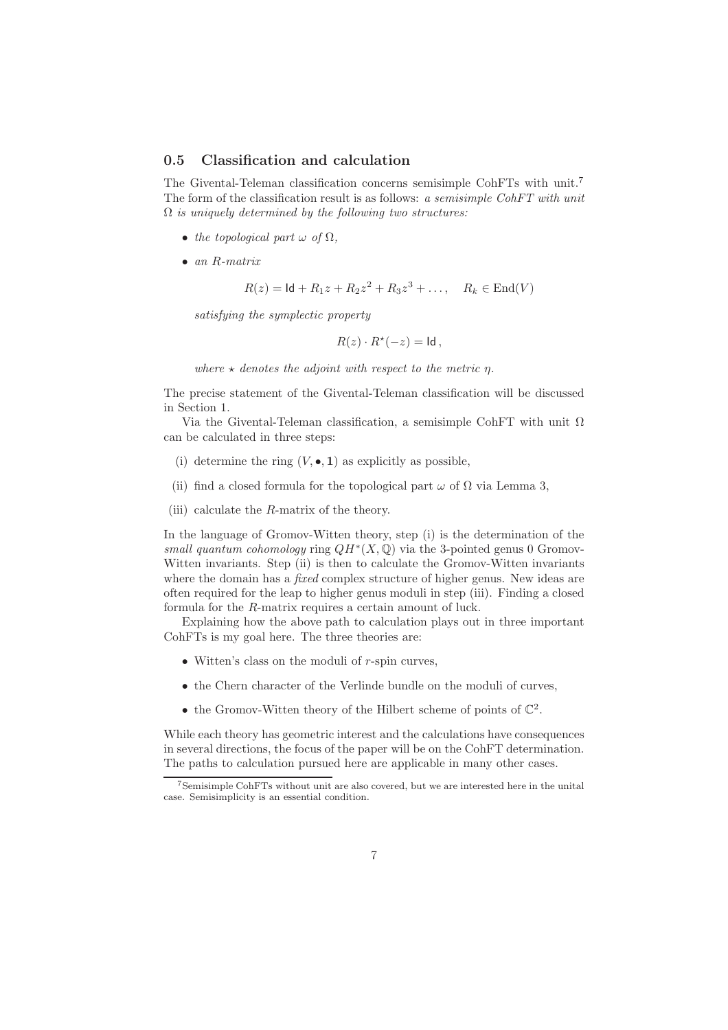## 0.5 Classification and calculation

The Givental-Teleman classification concerns semisimple CohFTs with unit.[7] The form of the classification result is as follows: *a semisimple CohFT with unit $\Omega$ is uniquely determined by the following two structures:*

- *the topological part $\omega$ of $\Omega$,*
- *an R-matrix*

$$R(z) = \mathsf{Id} + R_1 z + R_2 z^2 + R_3 z^3 + \ldots, \quad R_k \in \mathrm{End}(V)$$

*satisfying the symplectic property*

$$R(z) \cdot R^{\star}(-z) = \mathsf{Id}\,,$$

*where $\star$ denotes the adjoint with respect to the metric $\eta$.*

The precise statement of the Givental-Teleman classification will be discussed in Section 1.

Via the Givental-Teleman classification, a semisimple CohFT with unit $\Omega$ can be calculated in three steps:

(i) determine the ring $(V, \bullet, \mathbf{1})$ as explicitly as possible,

(ii) find a closed formula for the topological part $\omega$ of $\Omega$ via Lemma 3,

(iii) calculate the $R$-matrix of the theory.

In the language of Gromov-Witten theory, step (i) is the determination of the *small quantum cohomology* ring $QH^*(X, \mathbb{Q})$ via the 3-pointed genus 0 Gromov-Witten invariants. Step (ii) is then to calculate the Gromov-Witten invariants where the domain has a *fixed* complex structure of higher genus. New ideas are often required for the leap to higher genus moduli in step (iii). Finding a closed formula for the $R$-matrix requires a certain amount of luck.

Explaining how the above path to calculation plays out in three important CohFTs is my goal here. The three theories are:

- Witten's class on the moduli of $r$-spin curves,
- the Chern character of the Verlinde bundle on the moduli of curves,
- the Gromov-Witten theory of the Hilbert scheme of points of $\mathbb{C}^2$.

While each theory has geometric interest and the calculations have consequences in several directions, the focus of the paper will be on the CohFT determination. The paths to calculation pursued here are applicable in many other cases.

---

[7] Semisimple CohFTs without unit are also covered, but we are interested here in the unital case. Semisimplicity is an essential condition.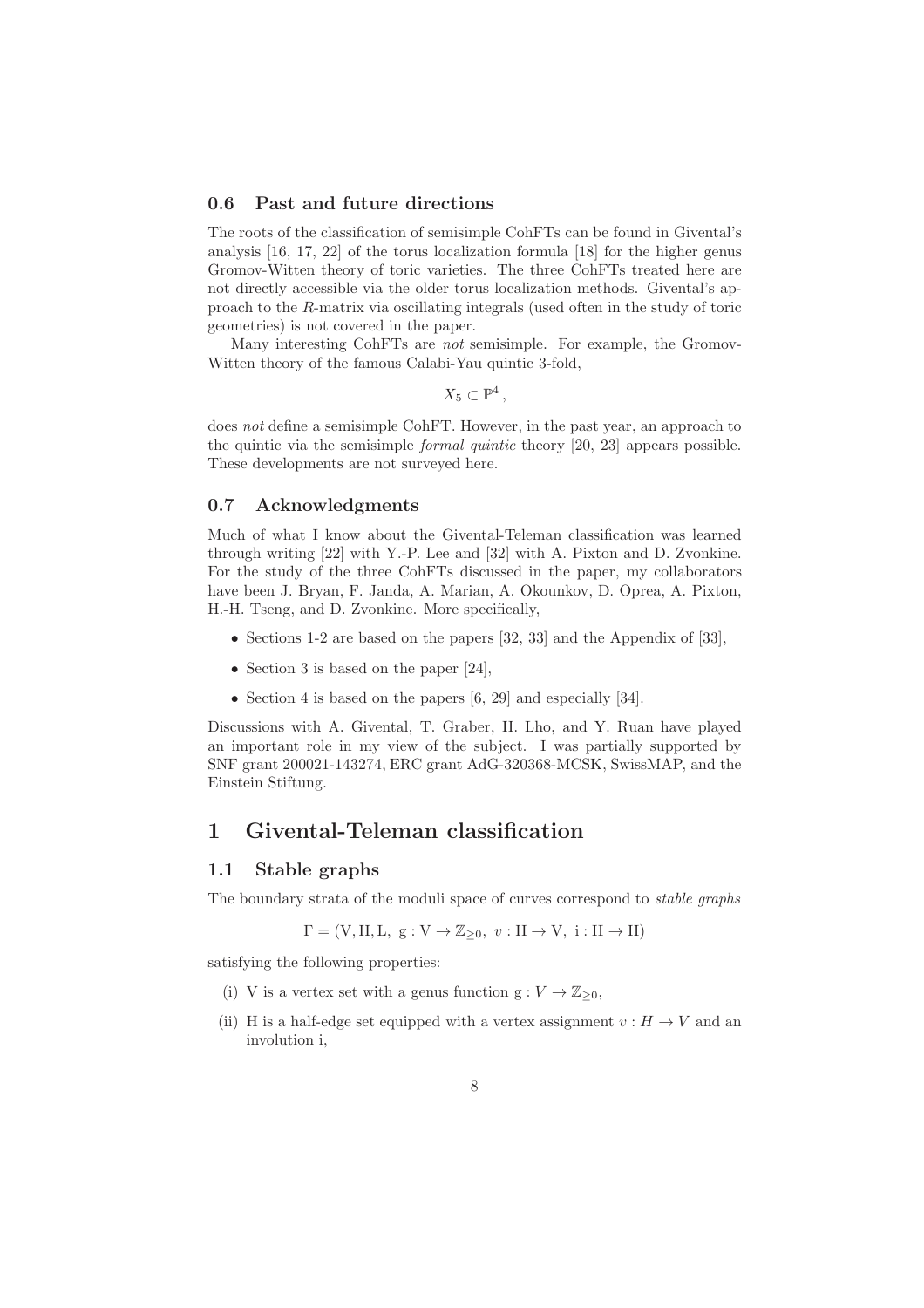### 0.6 Past and future directions

The roots of the classification of semisimple CohFTs can be found in Givental's analysis [16, 17, 22] of the torus localization formula [18] for the higher genus Gromov-Witten theory of toric varieties. The three CohFTs treated here are not directly accessible via the older torus localization methods. Givental's approach to the $R$-matrix via oscillating integrals (used often in the study of toric geometries) is not covered in the paper.

Many interesting CohFTs are *not* semisimple. For example, the Gromov-Witten theory of the famous Calabi-Yau quintic 3-fold,

$$X_5 \subset \mathbb{P}^4 \,,$$

does *not* define a semisimple CohFT. However, in the past year, an approach to the quintic via the semisimple *formal quintic* theory [20, 23] appears possible. These developments are not surveyed here.

### 0.7 Acknowledgments

Much of what I know about the Givental-Teleman classification was learned through writing [22] with Y.-P. Lee and [32] with A. Pixton and D. Zvonkine. For the study of the three CohFTs discussed in the paper, my collaborators have been J. Bryan, F. Janda, A. Marian, A. Okounkov, D. Oprea, A. Pixton, H.-H. Tseng, and D. Zvonkine. More specifically,

- Sections 1-2 are based on the papers [32, 33] and the Appendix of [33],
- Section 3 is based on the paper [24],
- Section 4 is based on the papers [6, 29] and especially [34].

Discussions with A. Givental, T. Graber, H. Lho, and Y. Ruan have played an important role in my view of the subject. I was partially supported by SNF grant 200021-143274, ERC grant AdG-320368-MCSK, SwissMAP, and the Einstein Stiftung.

# 1 Givental-Teleman classification

## 1.1 Stable graphs

The boundary strata of the moduli space of curves correspond to *stable graphs*

$$\Gamma = (\mathrm{V}, \mathrm{H}, \mathrm{L},\ \mathrm{g} : \mathrm{V} \to \mathbb{Z}_{\geq 0},\ v : \mathrm{H} \to \mathrm{V},\ \mathrm{i} : \mathrm{H} \to \mathrm{H})$$

satisfying the following properties:

(i) V is a vertex set with a genus function $\mathrm{g} : V \to \mathbb{Z}_{\geq 0}$,

(ii) H is a half-edge set equipped with a vertex assignment $v : H \to V$ and an involution i,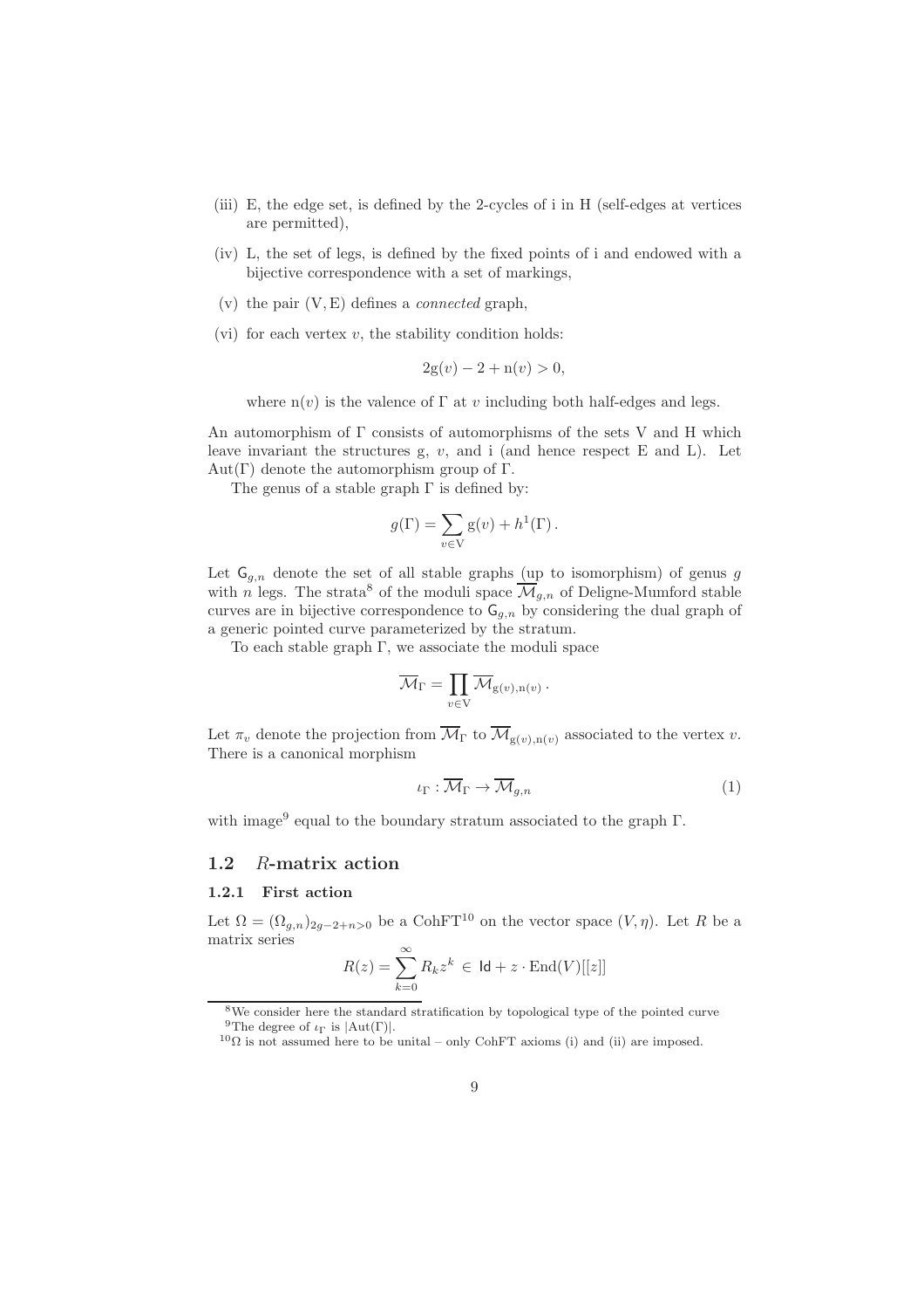(iii) E, the edge set, is defined by the 2-cycles of i in H (self-edges at vertices are permitted),

(iv) L, the set of legs, is defined by the fixed points of i and endowed with a bijective correspondence with a set of markings,

(v) the pair (V, E) defines a *connected* graph,

(vi) for each vertex $v$, the stability condition holds:

$$2\mathrm{g}(v) - 2 + \mathrm{n}(v) > 0,$$

where $\mathrm{n}(v)$ is the valence of $\Gamma$ at $v$ including both half-edges and legs.

An automorphism of $\Gamma$ consists of automorphisms of the sets V and H which leave invariant the structures g, $v$, and i (and hence respect E and L). Let $\mathrm{Aut}(\Gamma)$ denote the automorphism group of $\Gamma$.

The genus of a stable graph $\Gamma$ is defined by:

$$g(\Gamma) = \sum_{v \in \mathrm{V}} \mathrm{g}(v) + h^1(\Gamma)\,.$$

Let $\mathsf{G}_{g,n}$ denote the set of all stable graphs (up to isomorphism) of genus $g$ with $n$ legs. The strata[8] of the moduli space $\overline{\mathcal{M}}_{g,n}$ of Deligne-Mumford stable curves are in bijective correspondence to $\mathsf{G}_{g,n}$ by considering the dual graph of a generic pointed curve parameterized by the stratum.

To each stable graph $\Gamma$, we associate the moduli space

$$\overline{\mathcal{M}}_\Gamma = \prod_{v \in \mathrm{V}} \overline{\mathcal{M}}_{\mathrm{g}(v),\mathrm{n}(v)}\,.$$

Let $\pi_v$ denote the projection from $\overline{\mathcal{M}}_\Gamma$ to $\overline{\mathcal{M}}_{\mathrm{g}(v),\mathrm{n}(v)}$ associated to the vertex $v$. There is a canonical morphism

$$\iota_\Gamma : \overline{\mathcal{M}}_\Gamma \to \overline{\mathcal{M}}_{g,n} \tag{1}$$

with image[9] equal to the boundary stratum associated to the graph $\Gamma$.

## 1.2 $R$-matrix action

### 1.2.1 First action

Let $\Omega = (\Omega_{g,n})_{2g-2+n>0}$ be a CohFT[10] on the vector space $(V, \eta)$. Let $R$ be a matrix series

$$R(z) = \sum_{k=0}^{\infty} R_k z^k \in \mathsf{Id} + z \cdot \mathrm{End}(V)[[z]]$$

[8] We consider here the standard stratification by topological type of the pointed curve

[9] The degree of $\iota_\Gamma$ is $|\mathrm{Aut}(\Gamma)|$.

[10] $\Omega$ is not assumed here to be unital – only CohFT axioms (i) and (ii) are imposed.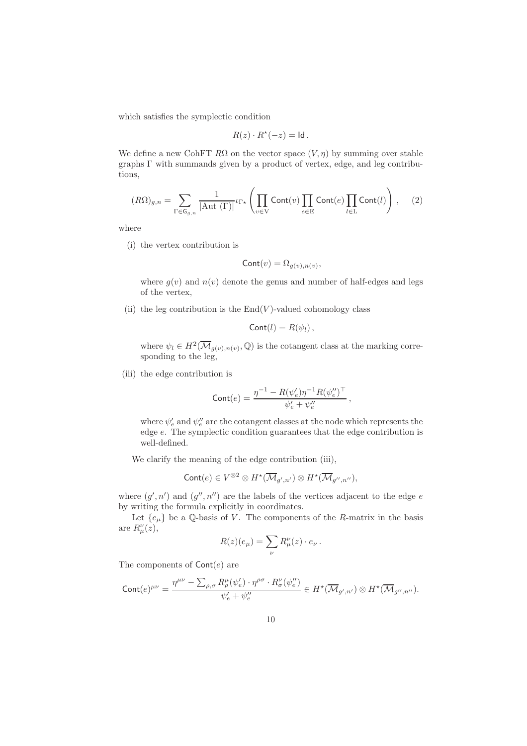which satisfies the symplectic condition

$$R(z) \cdot R^{\star}(-z) = \mathsf{Id}\,.$$

We define a new CohFT $R\Omega$ on the vector space $(V,\eta)$ by summing over stable graphs $\Gamma$ with summands given by a product of vertex, edge, and leg contributions,

$$(R\Omega)_{g,n} = \sum_{\Gamma \in \mathsf{G}_{g,n}} \frac{1}{|\mathrm{Aut}\ (\Gamma)|} \iota_{\Gamma\star} \left( \prod_{v \in \mathrm{V}} \mathsf{Cont}(v) \prod_{e \in \mathrm{E}} \mathsf{Cont}(e) \prod_{l \in \mathrm{L}} \mathsf{Cont}(l) \right), \quad (2)$$

where

(i) the vertex contribution is

$$\mathsf{Cont}(v) = \Omega_{g(v),n(v)},$$

where $g(v)$ and $n(v)$ denote the genus and number of half-edges and legs of the vertex,

(ii) the leg contribution is the $\mathrm{End}(V)$-valued cohomology class

$$\mathsf{Cont}(l) = R(\psi_l)\,,$$

where $\psi_l \in H^2(\overline{\mathcal{M}}_{g(v),n(v)}, \mathbb{Q})$ is the cotangent class at the marking corresponding to the leg,

(iii) the edge contribution is

$$\mathsf{Cont}(e) = \frac{\eta^{-1} - R(\psi_e')\eta^{-1}R(\psi_e'')^{\top}}{\psi_e' + \psi_e''}\,,$$

where $\psi_e'$ and $\psi_e''$ are the cotangent classes at the node which represents the edge $e$. The symplectic condition guarantees that the edge contribution is well-defined.

We clarify the meaning of the edge contribution (iii),

$$\mathsf{Cont}(e) \in V^{\otimes 2} \otimes H^{\star}(\overline{\mathcal{M}}_{g',n'}) \otimes H^{\star}(\overline{\mathcal{M}}_{g'',n''}),$$

where $(g',n')$ and $(g'',n'')$ are the labels of the vertices adjacent to the edge $e$ by writing the formula explicitly in coordinates.

Let $\{e_\mu\}$ be a $\mathbb{Q}$-basis of $V$. The components of the $R$-matrix in the basis are $R_\mu^\nu(z)$,

$$R(z)(e_\mu) = \sum_\nu R_\mu^\nu(z) \cdot e_\nu\,.$$

The components of $\mathsf{Cont}(e)$ are

$$\mathsf{Cont}(e)^{\mu\nu} = \frac{\eta^{\mu\nu} - \sum_{\rho,\sigma} R_\rho^\mu(\psi_e') \cdot \eta^{\rho\sigma} \cdot R_\sigma^\nu(\psi_e'')}{\psi_e' + \psi_e''} \in H^{\star}(\overline{\mathcal{M}}_{g',n'}) \otimes H^{\star}(\overline{\mathcal{M}}_{g'',n''}).$$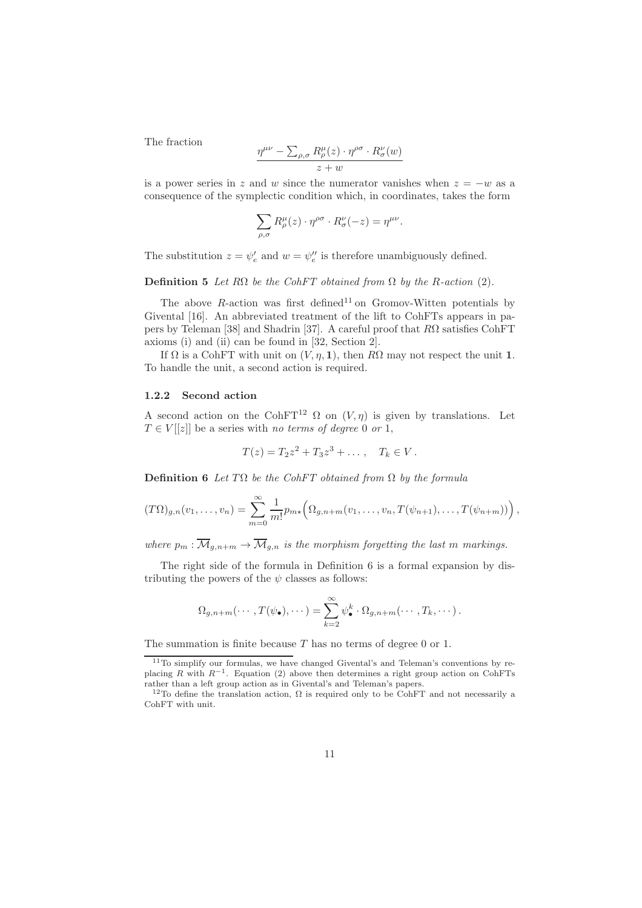The fraction

$$\frac{\eta^{\mu\nu} - \sum_{\rho,\sigma} R^\mu_\rho(z) \cdot \eta^{\rho\sigma} \cdot R^\nu_\sigma(w)}{z+w}$$

is a power series in $z$ and $w$ since the numerator vanishes when $z = -w$ as a consequence of the symplectic condition which, in coordinates, takes the form

$$\sum_{\rho,\sigma} R^\mu_\rho(z) \cdot \eta^{\rho\sigma} \cdot R^\nu_\sigma(-z) = \eta^{\mu\nu}.$$

The substitution $z = \psi'_e$ and $w = \psi''_e$ is therefore unambiguously defined.

**Definition 5** *Let $R\Omega$ be the CohFT obtained from $\Omega$ by the $R$-action (2).*

The above $R$-action was first defined[11] on Gromov-Witten potentials by Givental [16]. An abbreviated treatment of the lift to CohFTs appears in papers by Teleman [38] and Shadrin [37]. A careful proof that $R\Omega$ satisfies CohFT axioms (i) and (ii) can be found in [32, Section 2].

If $\Omega$ is a CohFT with unit on $(V, \eta, \mathbf{1})$, then $R\Omega$ may not respect the unit $\mathbf{1}$. To handle the unit, a second action is required.

### 1.2.2 Second action

A second action on the CohFT[12] $\Omega$ on $(V, \eta)$ is given by translations. Let $T \in V[[z]]$ be a series with *no terms of degree* 0 *or* 1,

$$T(z) = T_2 z^2 + T_3 z^3 + \dots, \quad T_k \in V.$$

**Definition 6** *Let $T\Omega$ be the CohFT obtained from $\Omega$ by the formula*

$$(T\Omega)_{g,n}(v_1, \dots, v_n) = \sum_{m=0}^{\infty} \frac{1}{m!} p_{m\star}\Big(\Omega_{g,n+m}(v_1, \dots, v_n, T(\psi_{n+1}), \dots, T(\psi_{n+m}))\Big),$$

*where $p_m : \overline{\mathcal{M}}_{g,n+m} \to \overline{\mathcal{M}}_{g,n}$ is the morphism forgetting the last $m$ markings.*

The right side of the formula in Definition 6 is a formal expansion by distributing the powers of the $\psi$ classes as follows:

$$\Omega_{g,n+m}(\cdots, T(\psi_\bullet), \cdots) = \sum_{k=2}^{\infty} \psi_\bullet^k \cdot \Omega_{g,n+m}(\cdots, T_k, \cdots).$$

The summation is finite because $T$ has no terms of degree 0 or 1.

[11] To simplify our formulas, we have changed Givental's and Teleman's conventions by replacing $R$ with $R^{-1}$. Equation (2) above then determines a right group action on CohFTs rather than a left group action as in Givental's and Teleman's papers.

[12] To define the translation action, $\Omega$ is required only to be CohFT and not necessarily a CohFT with unit.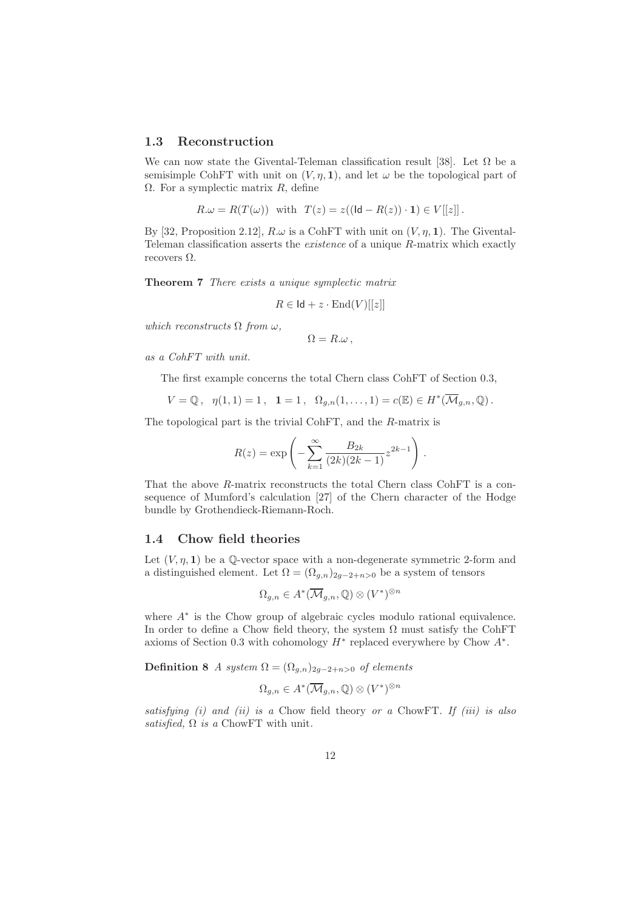### 1.3 Reconstruction

We can now state the Givental-Teleman classification result [38]. Let $\Omega$ be a semisimple CohFT with unit on $(V, \eta, \mathbf{1})$, and let $\omega$ be the topological part of $\Omega$. For a symplectic matrix $R$, define

$$R.\omega = R(T(\omega)) \quad \text{with} \quad T(z) = z((\mathsf{Id} - R(z)) \cdot \mathbf{1}) \in V[[z]] .$$

By [32, Proposition 2.12], $R.\omega$ is a CohFT with unit on $(V, \eta, \mathbf{1})$. The Givental-Teleman classification asserts the *existence* of a unique $R$-matrix which exactly recovers $\Omega$.

**Theorem 7** *There exists a unique symplectic matrix*

$$R \in \mathsf{Id} + z \cdot \mathrm{End}(V)[[z]]$$

*which reconstructs $\Omega$ from $\omega$,*

$$\Omega = R.\omega ,$$

*as a CohFT with unit.*

The first example concerns the total Chern class CohFT of Section 0.3,

$$V = \mathbb{Q} , \quad \eta(1, 1) = 1 , \quad \mathbf{1} = 1 , \quad \Omega_{g,n}(1, \ldots , 1) = c(\mathbb{E}) \in H^*(\overline{\mathcal{M}}_{g,n}, \mathbb{Q}) .$$

The topological part is the trivial CohFT, and the $R$-matrix is

$$R(z) = \exp\left( - \sum_{k=1}^{\infty} \frac{B_{2k}}{(2k)(2k-1)} z^{2k-1} \right) .$$

That the above $R$-matrix reconstructs the total Chern class CohFT is a consequence of Mumford's calculation [27] of the Chern character of the Hodge bundle by Grothendieck-Riemann-Roch.

### 1.4 Chow field theories

Let $(V, \eta, \mathbf{1})$ be a $\mathbb{Q}$-vector space with a non-degenerate symmetric 2-form and a distinguished element. Let $\Omega = (\Omega_{g,n})_{2g-2+n>0}$ be a system of tensors

$$\Omega_{g,n} \in A^*(\overline{\mathcal{M}}_{g,n}, \mathbb{Q}) \otimes (V^*)^{\otimes n}$$

where $A^*$ is the Chow group of algebraic cycles modulo rational equivalence. In order to define a Chow field theory, the system $\Omega$ must satisfy the CohFT axioms of Section 0.3 with cohomology $H^*$ replaced everywhere by Chow $A^*$.

**Definition 8** *A system $\Omega = (\Omega_{g,n})_{2g-2+n>0}$ of elements*

$$\Omega_{g,n} \in A^*(\overline{\mathcal{M}}_{g,n}, \mathbb{Q}) \otimes (V^*)^{\otimes n}$$

*satisfying (i) and (ii) is a* Chow field theory *or a* ChowFT*. If (iii) is also satisfied, $\Omega$ is a* ChowFT with unit*.*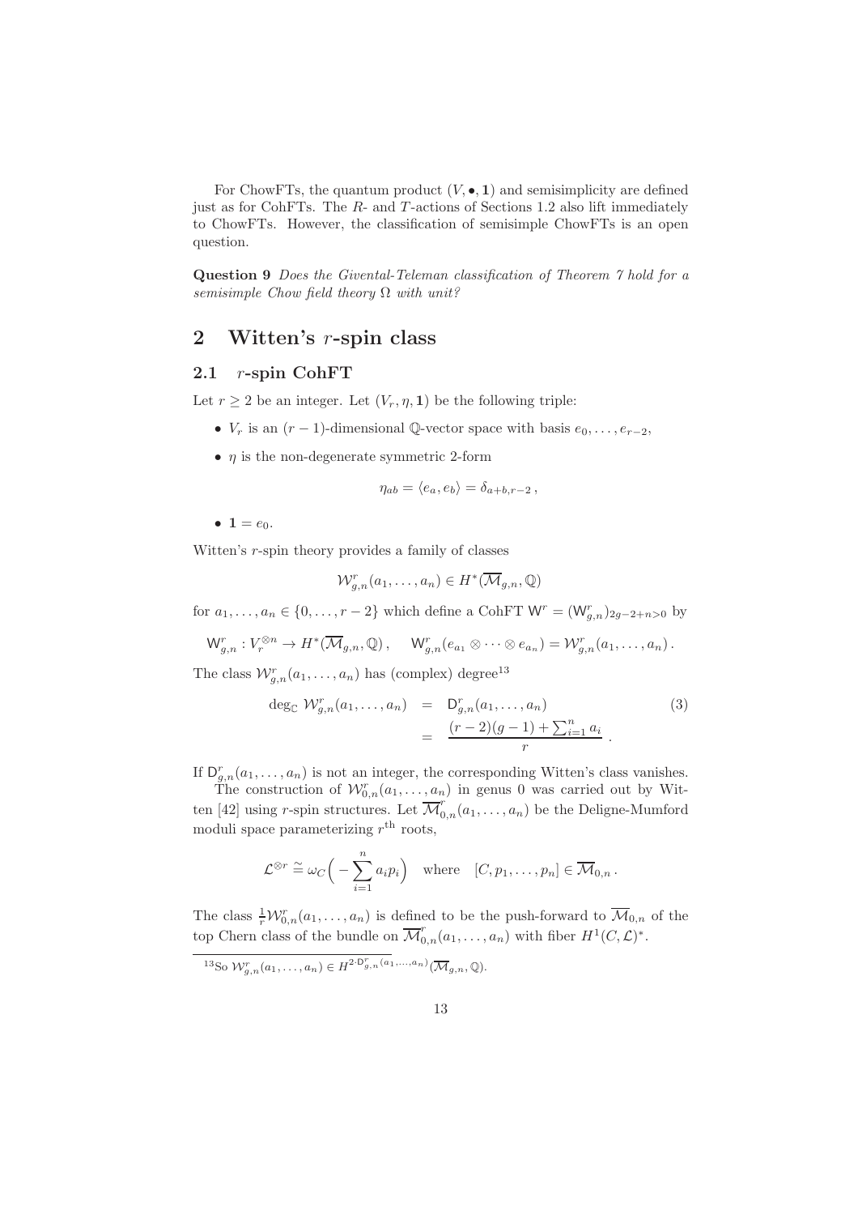For ChowFTs, the quantum product $(V, \bullet, \mathbf{1})$ and semisimplicity are defined just as for CohFTs. The $R$- and $T$-actions of Sections 1.2 also lift immediately to ChowFTs. However, the classification of semisimple ChowFTs is an open question.

**Question 9** *Does the Givental-Teleman classification of Theorem 7 hold for a semisimple Chow field theory $\Omega$ with unit?*

# 2 Witten's $r$-spin class

## 2.1 $r$-spin CohFT

Let $r \geq 2$ be an integer. Let $(V_r, \eta, \mathbf{1})$ be the following triple:

- $V_r$ is an $(r-1)$-dimensional $\mathbb{Q}$-vector space with basis $e_0, \ldots, e_{r-2}$,
- $\eta$ is the non-degenerate symmetric 2-form

$$\eta_{ab} = \langle e_a, e_b \rangle = \delta_{a+b, r-2}\,,$$

- $\mathbf{1} = e_0$.

Witten's $r$-spin theory provides a family of classes

$$\mathcal{W}^r_{g,n}(a_1, \ldots, a_n) \in H^*(\overline{\mathcal{M}}_{g,n}, \mathbb{Q})$$

for $a_1, \ldots, a_n \in \{0, \ldots, r-2\}$ which define a CohFT $\mathsf{W}^r = (\mathsf{W}^r_{g,n})_{2g-2+n>0}$ by

$$\mathsf{W}^r_{g,n} : V_r^{\otimes n} \to H^*(\overline{\mathcal{M}}_{g,n}, \mathbb{Q})\,, \qquad \mathsf{W}^r_{g,n}(e_{a_1} \otimes \cdots \otimes e_{a_n}) = \mathcal{W}^r_{g,n}(a_1, \ldots, a_n)\,.$$

The class $\mathcal{W}^r_{g,n}(a_1, \ldots, a_n)$ has (complex) degree[13]

$$\begin{aligned} \deg_{\mathbb{C}}\, \mathcal{W}^r_{g,n}(a_1, \ldots, a_n) &= \mathsf{D}^r_{g,n}(a_1, \ldots, a_n) \\ &= \frac{(r-2)(g-1) + \sum_{i=1}^n a_i}{r}\,. \end{aligned} \tag{3}$$

If $\mathsf{D}^r_{g,n}(a_1, \ldots, a_n)$ is not an integer, the corresponding Witten's class vanishes.

The construction of $\mathcal{W}^r_{0,n}(a_1, \ldots, a_n)$ in genus 0 was carried out by Witten [42] using $r$-spin structures. Let $\overline{\mathcal{M}}^r_{0,n}(a_1, \ldots, a_n)$ be the Deligne-Mumford moduli space parameterizing $r^{\text{th}}$ roots,

$$\mathcal{L}^{\otimes r} \cong \omega_C\Big(-\sum_{i=1}^n a_i p_i\Big) \quad \text{where} \quad [C, p_1, \ldots, p_n] \in \overline{\mathcal{M}}_{0,n}\,.$$

The class $\frac{1}{r}\mathcal{W}^r_{0,n}(a_1, \ldots, a_n)$ is defined to be the push-forward to $\overline{\mathcal{M}}_{0,n}$ of the top Chern class of the bundle on $\overline{\mathcal{M}}^r_{0,n}(a_1, \ldots, a_n)$ with fiber $H^1(C, \mathcal{L})^*$.

[13] So $\mathcal{W}^r_{g,n}(a_1, \ldots, a_n) \in H^{2 \cdot \mathsf{D}^r_{g,n}(a_1, \ldots, a_n)}(\overline{\mathcal{M}}_{g,n}, \mathbb{Q})$.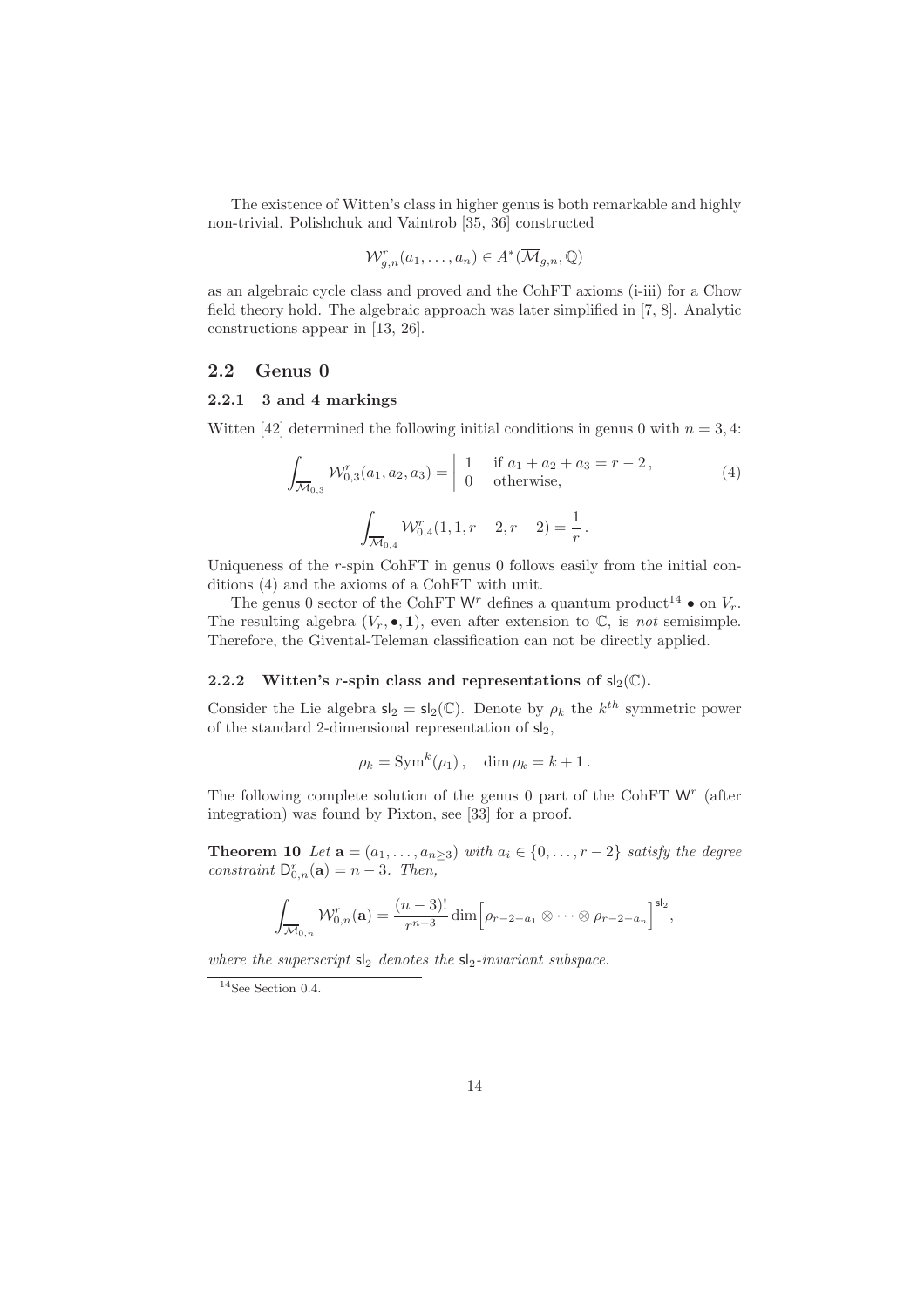The existence of Witten's class in higher genus is both remarkable and highly non-trivial. Polishchuk and Vaintrob [35, 36] constructed

$$\mathcal{W}^r_{g,n}(a_1,\ldots,a_n) \in A^*(\overline{\mathcal{M}}_{g,n},\mathbb{Q})$$

as an algebraic cycle class and proved and the CohFT axioms (i-iii) for a Chow field theory hold. The algebraic approach was later simplified in [7, 8]. Analytic constructions appear in [13, 26].

## 2.2 Genus 0

### 2.2.1 3 and 4 markings

Witten [42] determined the following initial conditions in genus 0 with $n = 3, 4$:

$$\int_{\overline{\mathcal{M}}_{0,3}} \mathcal{W}^r_{0,3}(a_1,a_2,a_3) = \left| \begin{array}{ll} 1 & \text{if } a_1+a_2+a_3 = r-2\,, \\ 0 & \text{otherwise,} \end{array} \right. \tag{4}$$

$$\int_{\overline{\mathcal{M}}_{0,4}} \mathcal{W}^r_{0,4}(1,1,r-2,r-2) = \frac{1}{r}\,.$$

Uniqueness of the $r$-spin CohFT in genus 0 follows easily from the initial conditions (4) and the axioms of a CohFT with unit.

The genus 0 sector of the CohFT $\mathsf{W}^r$ defines a quantum product[14] $\bullet$ on $V_r$. The resulting algebra $(V_r, \bullet, \mathbf{1})$, even after extension to $\mathbb{C}$, is *not* semisimple. Therefore, the Givental-Teleman classification can not be directly applied.

### 2.2.2 Witten's $r$-spin class and representations of $\mathsf{sl}_2(\mathbb{C})$.

Consider the Lie algebra $\mathsf{sl}_2 = \mathsf{sl}_2(\mathbb{C})$. Denote by $\rho_k$ the $k^{th}$ symmetric power of the standard 2-dimensional representation of $\mathsf{sl}_2$,

$$\rho_k = \mathrm{Sym}^k(\rho_1)\,, \quad \dim \rho_k = k+1\,.$$

The following complete solution of the genus 0 part of the CohFT $\mathsf{W}^r$ (after integration) was found by Pixton, see [33] for a proof.

**Theorem 10** *Let $\mathbf{a} = (a_1,\ldots,a_{n\geq 3})$ with $a_i \in \{0,\ldots,r-2\}$ satisfy the degree constraint $\mathsf{D}^r_{0,n}(\mathbf{a}) = n-3$. Then,*

$$\int_{\overline{\mathcal{M}}_{0,n}} \mathcal{W}^r_{0,n}(\mathbf{a}) = \frac{(n-3)!}{r^{n-3}} \dim\Big[\rho_{r-2-a_1} \otimes \cdots \otimes \rho_{r-2-a_n}\Big]^{\mathsf{sl}_2},$$

*where the superscript $\mathsf{sl}_2$ denotes the $\mathsf{sl}_2$-invariant subspace.*

[14] See Section 0.4.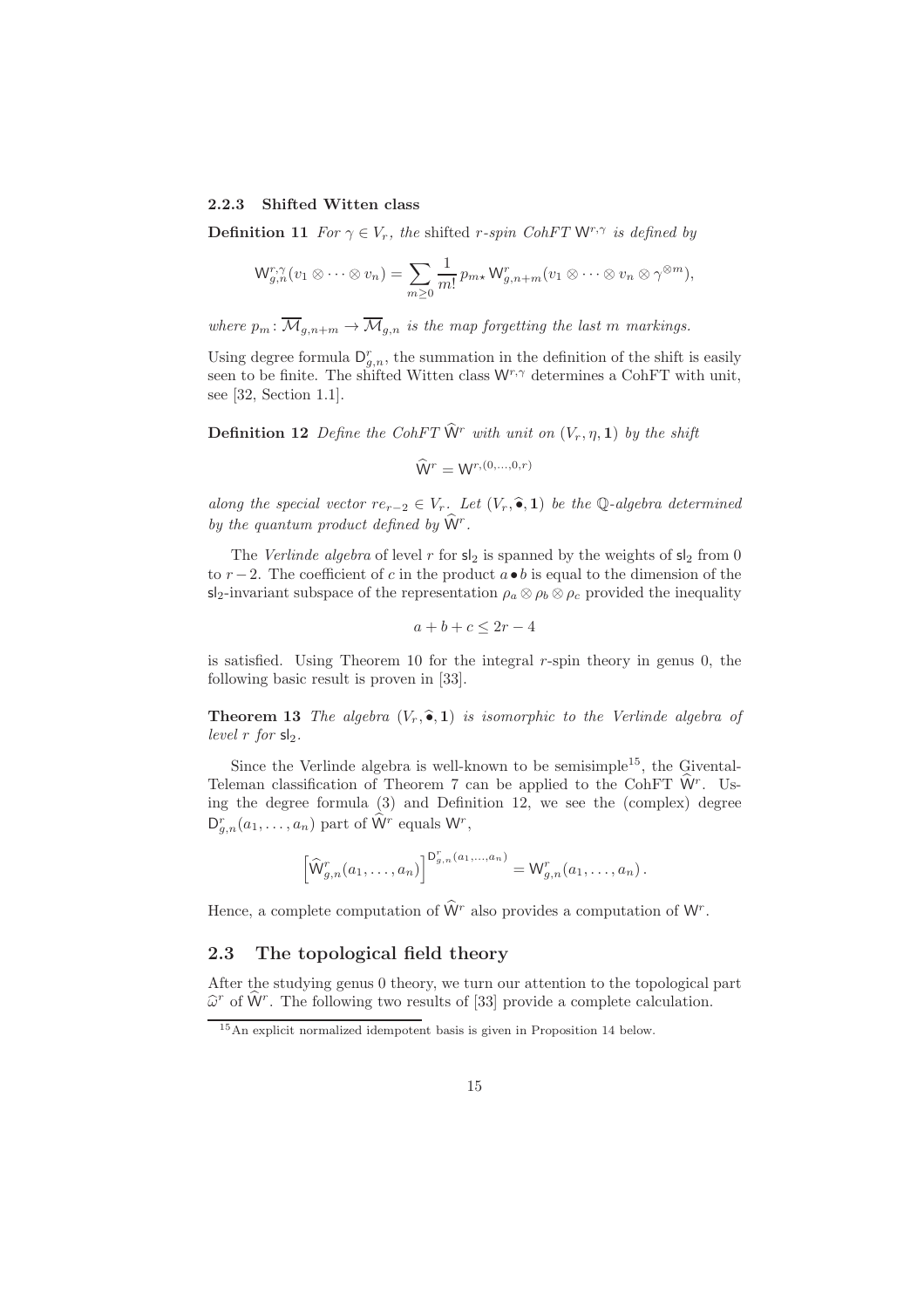### 2.2.3 Shifted Witten class

**Definition 11** *For $\gamma \in V_r$, the* shifted $r$-spin CohFT $\mathsf{W}^{r,\gamma}$ *is defined by*

$$\mathsf{W}^{r,\gamma}_{g,n}(v_1 \otimes \cdots \otimes v_n) = \sum_{m \geq 0} \frac{1}{m!} \, p_{m\star} \, \mathsf{W}^r_{g,n+m}(v_1 \otimes \cdots \otimes v_n \otimes \gamma^{\otimes m}),$$

*where $p_m \colon \overline{\mathcal{M}}_{g,n+m} \to \overline{\mathcal{M}}_{g,n}$ is the map forgetting the last $m$ markings.*

Using degree formula $\mathsf{D}^r_{g,n}$, the summation in the definition of the shift is easily seen to be finite. The shifted Witten class $\mathsf{W}^{r,\gamma}$ determines a CohFT with unit, see [32, Section 1.1].

**Definition 12** *Define the CohFT $\widehat{\mathsf{W}}^r$ with unit on $(V_r, \eta, \mathbf{1})$ by the shift*

$$\widehat{\mathsf{W}}^r = \mathsf{W}^{r,(0,\ldots,0,r)}$$

*along the special vector $re_{r-2} \in V_r$. Let $(V_r, \widehat{\bullet}, \mathbf{1})$ be the $\mathbb{Q}$-algebra determined by the quantum product defined by $\widehat{\mathsf{W}}^r$.*

The *Verlinde algebra* of level $r$ for $\mathsf{sl}_2$ is spanned by the weights of $\mathsf{sl}_2$ from 0 to $r-2$. The coefficient of $c$ in the product $a \bullet b$ is equal to the dimension of the $\mathsf{sl}_2$-invariant subspace of the representation $\rho_a \otimes \rho_b \otimes \rho_c$ provided the inequality

$$a + b + c \leq 2r - 4$$

is satisfied. Using Theorem 10 for the integral $r$-spin theory in genus 0, the following basic result is proven in [33].

**Theorem 13** *The algebra $(V_r, \widehat{\bullet}, \mathbf{1})$ is isomorphic to the Verlinde algebra of level $r$ for $\mathsf{sl}_2$.*

Since the Verlinde algebra is well-known to be semisimple[15], the Givental-Teleman classification of Theorem 7 can be applied to the CohFT $\widehat{\mathsf{W}}^r$. Using the degree formula (3) and Definition 12, we see the (complex) degree $\mathsf{D}^r_{g,n}(a_1, \ldots, a_n)$ part of $\widehat{\mathsf{W}}^r$ equals $\mathsf{W}^r$,

$$\left[\widehat{\mathsf{W}}^r_{g,n}(a_1, \ldots, a_n)\right]^{\mathsf{D}^r_{g,n}(a_1,\ldots,a_n)} = \mathsf{W}^r_{g,n}(a_1, \ldots, a_n) \, .$$

Hence, a complete computation of $\widehat{\mathsf{W}}^r$ also provides a computation of $\mathsf{W}^r$.

## 2.3 The topological field theory

After the studying genus 0 theory, we turn our attention to the topological part $\widehat{\omega}^r$ of $\widehat{\mathsf{W}}^r$. The following two results of [33] provide a complete calculation.

[15] An explicit normalized idempotent basis is given in Proposition 14 below.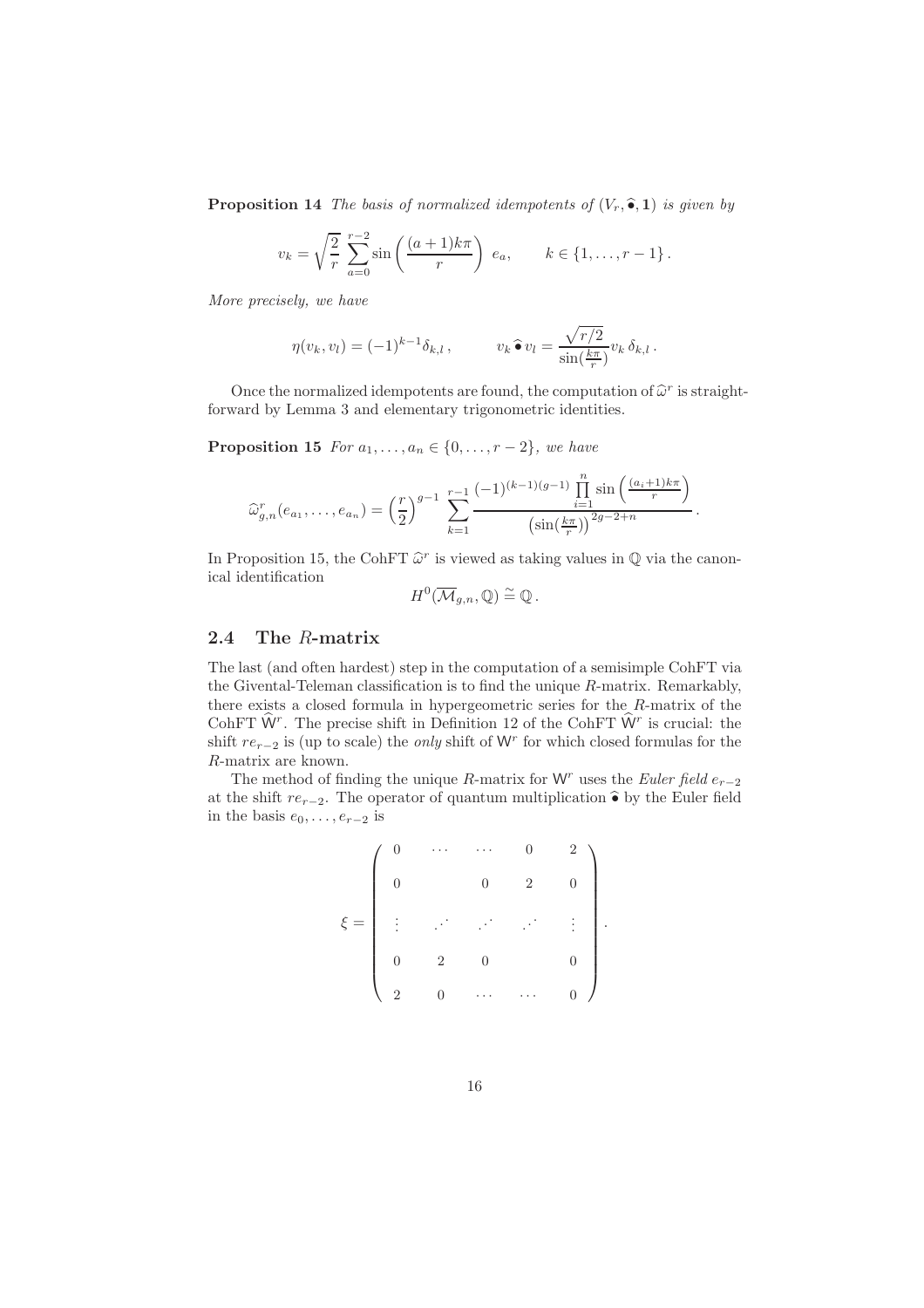**Proposition 14** *The basis of normalized idempotents of $(V_r, \widehat{\bullet}, \mathbf{1})$ is given by*

$$v_k = \sqrt{\frac{2}{r}} \sum_{a=0}^{r-2} \sin\left(\frac{(a+1)k\pi}{r}\right) \, e_a, \qquad k \in \{1, \ldots, r-1\}.$$

*More precisely, we have*

$$\eta(v_k, v_l) = (-1)^{k-1}\delta_{k,l}, \qquad v_k \,\widehat{\bullet}\, v_l = \frac{\sqrt{r/2}}{\sin(\frac{k\pi}{r})} v_k \, \delta_{k,l}.$$

Once the normalized idempotents are found, the computation of $\widehat{\omega}^r$ is straightforward by Lemma 3 and elementary trigonometric identities.

**Proposition 15** *For $a_1, \ldots, a_n \in \{0, \ldots, r-2\}$, we have*

$$\widehat{\omega}^r_{g,n}(e_{a_1}, \ldots, e_{a_n}) = \left(\frac{r}{2}\right)^{g-1} \sum_{k=1}^{r-1} \frac{(-1)^{(k-1)(g-1)} \prod_{i=1}^{n} \sin\left(\frac{(a_i+1)k\pi}{r}\right)}{\left(\sin(\frac{k\pi}{r})\right)^{2g-2+n}}.$$

In Proposition 15, the CohFT $\widehat{\omega}^r$ is viewed as taking values in $\mathbb{Q}$ via the canonical identification

$$H^0(\overline{\mathcal{M}}_{g,n}, \mathbb{Q}) \stackrel{\sim}{=} \mathbb{Q}.$$

## 2.4 The $R$-matrix

The last (and often hardest) step in the computation of a semisimple CohFT via the Givental-Teleman classification is to find the unique $R$-matrix. Remarkably, there exists a closed formula in hypergeometric series for the $R$-matrix of the CohFT $\widehat{\mathsf{W}}^r$. The precise shift in Definition 12 of the CohFT $\widehat{\mathsf{W}}^r$ is crucial: the shift $re_{r-2}$ is (up to scale) the *only* shift of $\mathsf{W}^r$ for which closed formulas for the $R$-matrix are known.

The method of finding the unique $R$-matrix for $\mathsf{W}^r$ uses the *Euler field* $e_{r-2}$ at the shift $re_{r-2}$. The operator of quantum multiplication $\widehat{\bullet}$ by the Euler field in the basis $e_0, \ldots, e_{r-2}$ is

$$\xi = \begin{pmatrix} 0 & \cdots & \cdots & 0 & 2 \\ 0 & & 0 & 2 & 0 \\ \vdots & \iddots & \iddots & \iddots & \vdots \\ 0 & 2 & 0 & & 0 \\ 2 & 0 & \cdots & \cdots & 0 \end{pmatrix}.$$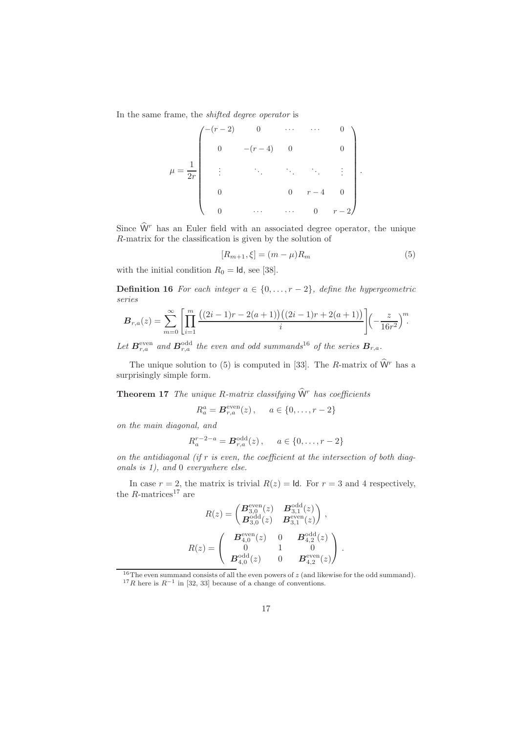In the same frame, the *shifted degree operator* is

$$\mu = \frac{1}{2r}\begin{pmatrix} -(r-2) & 0 & \cdots & \cdots & 0 \\ 0 & -(r-4) & 0 & & 0 \\ \vdots & \ddots & \ddots & \ddots & \vdots \\ 0 & & 0 & r-4 & 0 \\ 0 & \cdots & \cdots & 0 & r-2 \end{pmatrix}.$$

Since $\widehat{\mathsf{W}}^r$ has an Euler field with an associated degree operator, the unique $R$-matrix for the classification is given by the solution of

$$[R_{m+1}, \xi] = (m-\mu)R_m \tag{5}$$

with the initial condition $R_0 = \mathsf{Id}$, see [38].

**Definition 16** *For each integer $a \in \{0, \ldots, r-2\}$, define the hypergeometric series*

$$\boldsymbol{B}_{r,a}(z) = \sum_{m=0}^{\infty} \left[ \prod_{i=1}^{m} \frac{\big((2i-1)r - 2(a+1)\big)\big((2i-1)r + 2(a+1)\big)}{i} \right] \Big( -\frac{z}{16r^2} \Big)^m.$$

*Let $\boldsymbol{B}_{r,a}^{\mathrm{even}}$ and $\boldsymbol{B}_{r,a}^{\mathrm{odd}}$ the even and odd summands*[16] *of the series $\boldsymbol{B}_{r,a}$.*

The unique solution to (5) is computed in [33]. The $R$-matrix of $\widehat{\mathsf{W}}^r$ has a surprisingly simple form.

**Theorem 17** *The unique R-matrix classifying $\widehat{\mathsf{W}}^r$ has coefficients*

$$R_a^a = \boldsymbol{B}_{r,a}^{\mathrm{even}}(z)\,, \qquad a \in \{0, \ldots, r-2\}$$

*on the main diagonal, and*

$$R_a^{r-2-a} = \boldsymbol{B}_{r,a}^{\mathrm{odd}}(z)\,, \qquad a \in \{0, \ldots, r-2\}$$

*on the antidiagonal (if $r$ is even, the coefficient at the intersection of both diagonals is 1), and 0 everywhere else.*

In case $r = 2$, the matrix is trivial $R(z) = \mathsf{Id}$. For $r = 3$ and 4 respectively, the $R$-matrices[17] are

$$R(z) = \begin{pmatrix} \boldsymbol{B}_{3,0}^{\mathrm{even}}(z) & \boldsymbol{B}_{3,1}^{\mathrm{odd}}(z) \\ \boldsymbol{B}_{3,0}^{\mathrm{odd}}(z) & \boldsymbol{B}_{3,1}^{\mathrm{even}}(z) \end{pmatrix},$$

$$R(z) = \begin{pmatrix} \boldsymbol{B}_{4,0}^{\mathrm{even}}(z) & 0 & \boldsymbol{B}_{4,2}^{\mathrm{odd}}(z) \\ 0 & 1 & 0 \\ \boldsymbol{B}_{4,0}^{\mathrm{odd}}(z) & 0 & \boldsymbol{B}_{4,2}^{\mathrm{even}}(z) \end{pmatrix}.$$

---

[16] The even summand consists of all the even powers of $z$ (and likewise for the odd summand).

[17] $R$ here is $R^{-1}$ in [32, 33] because of a change of conventions.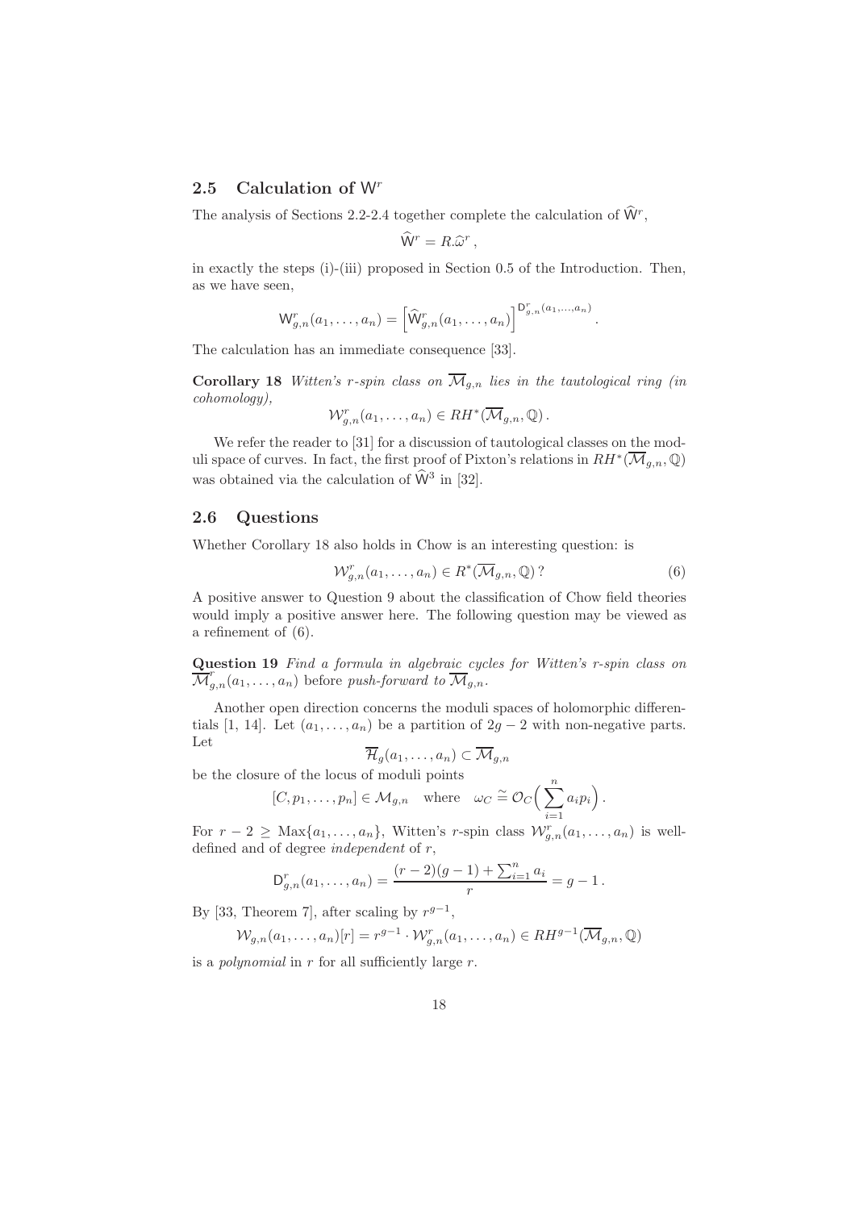## 2.5 Calculation of $\mathsf{W}^r$

The analysis of Sections 2.2-2.4 together complete the calculation of $\widehat{\mathsf{W}}^r$,

$$\widehat{\mathsf{W}}^r = R.\widehat{\omega}^r \,,$$

in exactly the steps (i)-(iii) proposed in Section 0.5 of the Introduction. Then, as we have seen,

$$\mathsf{W}^r_{g,n}(a_1, \ldots, a_n) = \Big[\widehat{\mathsf{W}}^r_{g,n}(a_1, \ldots, a_n)\Big]^{\mathsf{D}^r_{g,n}(a_1,\ldots,a_n)} .$$

The calculation has an immediate consequence [33].

**Corollary 18** *Witten's r-spin class on $\overline{\mathcal{M}}_{g,n}$ lies in the tautological ring (in cohomology),*

$$\mathcal{W}^r_{g,n}(a_1, \ldots, a_n) \in RH^*(\overline{\mathcal{M}}_{g,n}, \mathbb{Q}) \,.$$

We refer the reader to [31] for a discussion of tautological classes on the moduli space of curves. In fact, the first proof of Pixton's relations in $RH^*(\overline{\mathcal{M}}_{g,n}, \mathbb{Q})$ was obtained via the calculation of $\widehat{\mathsf{W}}^3$ in [32].

## 2.6 Questions

Whether Corollary 18 also holds in Chow is an interesting question: is

$$\mathcal{W}^r_{g,n}(a_1, \ldots, a_n) \in R^*(\overline{\mathcal{M}}_{g,n}, \mathbb{Q})\,? \tag{6}$$

A positive answer to Question 9 about the classification of Chow field theories would imply a positive answer here. The following question may be viewed as a refinement of (6).

**Question 19** *Find a formula in algebraic cycles for Witten's r-spin class on $\overline{\mathcal{M}}^r_{g,n}(a_1, \ldots, a_n)$ before push-forward to $\overline{\mathcal{M}}_{g,n}$.*

Another open direction concerns the moduli spaces of holomorphic differentials [1, 14]. Let $(a_1, \ldots, a_n)$ be a partition of $2g-2$ with non-negative parts. Let

$$\overline{\mathcal{H}}_g(a_1, \ldots, a_n) \subset \overline{\mathcal{M}}_{g,n}$$

be the closure of the locus of moduli points

$$[C, p_1, \ldots, p_n] \in \mathcal{M}_{g,n} \quad \text{where} \quad \omega_C \stackrel{\sim}{=} \mathcal{O}_C\Big(\sum_{i=1}^n a_i p_i\Big) \,.$$

For $r - 2 \geq \operatorname{Max}\{a_1, \ldots, a_n\}$, Witten's $r$-spin class $\mathcal{W}^r_{g,n}(a_1, \ldots, a_n)$ is well-defined and of degree *independent* of $r$,

$$\mathsf{D}^r_{g,n}(a_1, \ldots, a_n) = \frac{(r-2)(g-1) + \sum_{i=1}^n a_i}{r} = g - 1 \,.$$

By [33, Theorem 7], after scaling by $r^{g-1}$,

$$\mathcal{W}_{g,n}(a_1, \ldots, a_n)[r] = r^{g-1} \cdot \mathcal{W}^r_{g,n}(a_1, \ldots, a_n) \in RH^{g-1}(\overline{\mathcal{M}}_{g,n}, \mathbb{Q})$$

is a *polynomial* in $r$ for all sufficiently large $r$.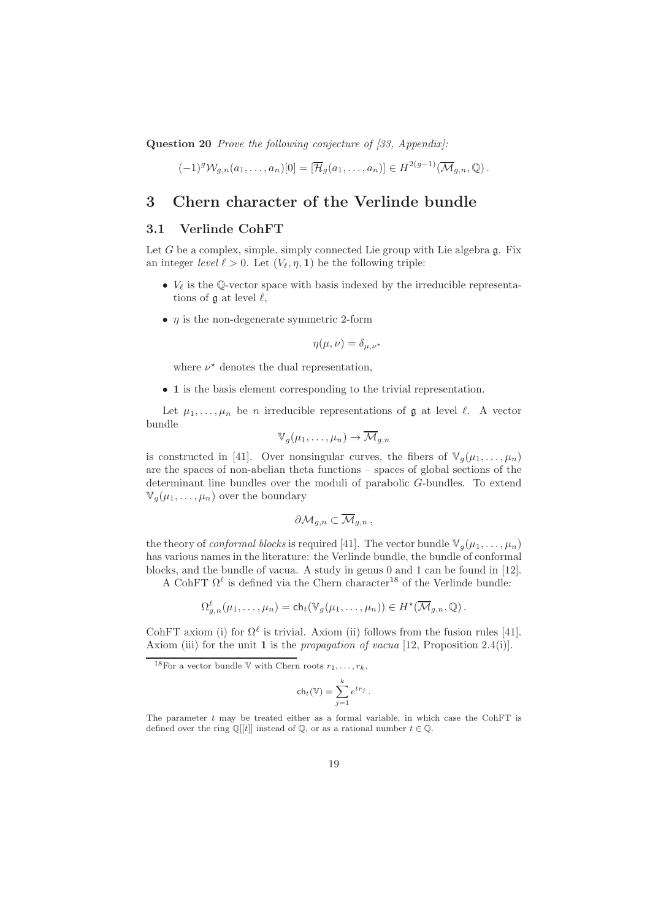**Question 20** *Prove the following conjecture of [33, Appendix]:*

$$(-1)^g \mathcal{W}_{g,n}(a_1, \ldots, a_n)[0] = [\overline{\mathcal{H}}_g(a_1, \ldots, a_n)] \in H^{2(g-1)}(\overline{\mathcal{M}}_{g,n}, \mathbb{Q})\,.$$

# 3 Chern character of the Verlinde bundle

## 3.1 Verlinde CohFT

Let $G$ be a complex, simple, simply connected Lie group with Lie algebra $\mathfrak{g}$. Fix an integer *level* $\ell > 0$. Let $(V_\ell, \eta, \mathbf{1})$ be the following triple:

- $V_\ell$ is the $\mathbb{Q}$-vector space with basis indexed by the irreducible representations of $\mathfrak{g}$ at level $\ell$,
- $\eta$ is the non-degenerate symmetric 2-form

$$\eta(\mu, \nu) = \delta_{\mu, \nu^\star}$$

  where $\nu^\star$ denotes the dual representation,

- $\mathbf{1}$ is the basis element corresponding to the trivial representation.

Let $\mu_1, \ldots, \mu_n$ be $n$ irreducible representations of $\mathfrak{g}$ at level $\ell$. A vector bundle

$$\mathbb{V}_g(\mu_1, \ldots, \mu_n) \to \overline{\mathcal{M}}_{g,n}$$

is constructed in [41]. Over nonsingular curves, the fibers of $\mathbb{V}_g(\mu_1, \ldots, \mu_n)$ are the spaces of non-abelian theta functions – spaces of global sections of the determinant line bundles over the moduli of parabolic $G$-bundles. To extend $\mathbb{V}_g(\mu_1, \ldots, \mu_n)$ over the boundary

$$\partial \mathcal{M}_{g,n} \subset \overline{\mathcal{M}}_{g,n}\,,$$

the theory of *conformal blocks* is required [41]. The vector bundle $\mathbb{V}_g(\mu_1, \ldots, \mu_n)$ has various names in the literature: the Verlinde bundle, the bundle of conformal blocks, and the bundle of vacua. A study in genus 0 and 1 can be found in [12].

A CohFT $\Omega^\ell$ is defined via the Chern character[18] of the Verlinde bundle:

$$\Omega^\ell_{g,n}(\mu_1, \ldots, \mu_n) = \mathsf{ch}_t(\mathbb{V}_g(\mu_1, \ldots, \mu_n)) \in H^\star(\overline{\mathcal{M}}_{g,n}, \mathbb{Q})\,.$$

CohFT axiom (i) for $\Omega^\ell$ is trivial. Axiom (ii) follows from the fusion rules [41]. Axiom (iii) for the unit $\mathbf{1}$ is the *propagation of vacua* [12, Proposition 2.4(i)].

[18] For a vector bundle $\mathbb{V}$ with Chern roots $r_1, \ldots, r_k$,

$$\mathsf{ch}_t(\mathbb{V}) = \sum_{j=1}^{k} e^{t r_j}\,.$$

The parameter $t$ may be treated either as a formal variable, in which case the CohFT is defined over the ring $\mathbb{Q}[[t]]$ instead of $\mathbb{Q}$, or as a rational number $t \in \mathbb{Q}$.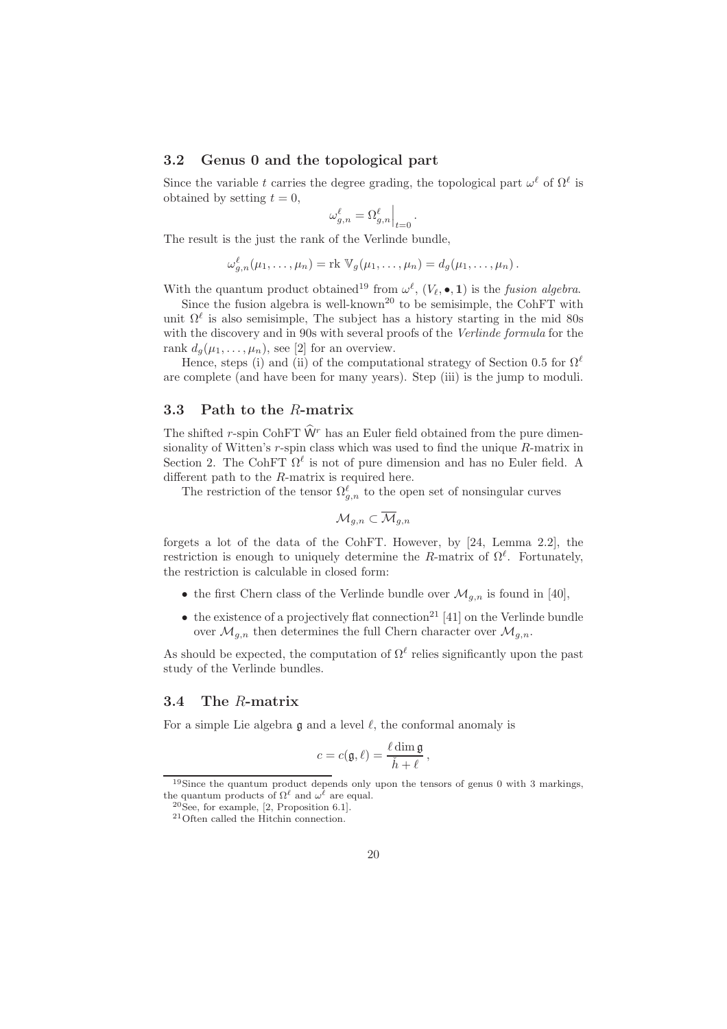### 3.2 Genus 0 and the topological part

Since the variable $t$ carries the degree grading, the topological part $\omega^\ell$ of $\Omega^\ell$ is obtained by setting $t = 0$,

$$\omega^\ell_{g,n} = \Omega^\ell_{g,n}\Big|_{t=0}.$$

The result is the just the rank of the Verlinde bundle,

$$\omega^\ell_{g,n}(\mu_1, \ldots, \mu_n) = \mathrm{rk}\ \mathbb{V}_g(\mu_1, \ldots, \mu_n) = d_g(\mu_1, \ldots, \mu_n)\,.$$

With the quantum product obtained[19] from $\omega^\ell$, $(V_\ell, \bullet, \mathbf{1})$ is the *fusion algebra*.

Since the fusion algebra is well-known[20] to be semisimple, the CohFT with unit $\Omega^\ell$ is also semisimple, The subject has a history starting in the mid 80s with the discovery and in 90s with several proofs of the *Verlinde formula* for the rank $d_g(\mu_1, \ldots, \mu_n)$, see [2] for an overview.

Hence, steps (i) and (ii) of the computational strategy of Section 0.5 for $\Omega^\ell$ are complete (and have been for many years). Step (iii) is the jump to moduli.

### 3.3 Path to the $R$-matrix

The shifted $r$-spin CohFT $\widehat{\mathsf{W}}^r$ has an Euler field obtained from the pure dimensionality of Witten's $r$-spin class which was used to find the unique $R$-matrix in Section 2. The CohFT $\Omega^\ell$ is not of pure dimension and has no Euler field. A different path to the $R$-matrix is required here.

The restriction of the tensor $\Omega^\ell_{g,n}$ to the open set of nonsingular curves

$$\mathcal{M}_{g,n} \subset \overline{\mathcal{M}}_{g,n}$$

forgets a lot of the data of the CohFT. However, by [24, Lemma 2.2], the restriction is enough to uniquely determine the $R$-matrix of $\Omega^\ell$. Fortunately, the restriction is calculable in closed form:

- the first Chern class of the Verlinde bundle over $\mathcal{M}_{g,n}$ is found in [40],
- the existence of a projectively flat connection[21] [41] on the Verlinde bundle over $\mathcal{M}_{g,n}$ then determines the full Chern character over $\mathcal{M}_{g,n}$.

As should be expected, the computation of $\Omega^\ell$ relies significantly upon the past study of the Verlinde bundles.

### 3.4 The $R$-matrix

For a simple Lie algebra $\mathfrak{g}$ and a level $\ell$, the conformal anomaly is

$$c = c(\mathfrak{g}, \ell) = \frac{\ell \dim \mathfrak{g}}{\check{h} + \ell}\,,$$

[19] Since the quantum product depends only upon the tensors of genus 0 with 3 markings, the quantum products of $\Omega^\ell$ and $\omega^\ell$ are equal.

[20] See, for example, [2, Proposition 6.1].

[21] Often called the Hitchin connection.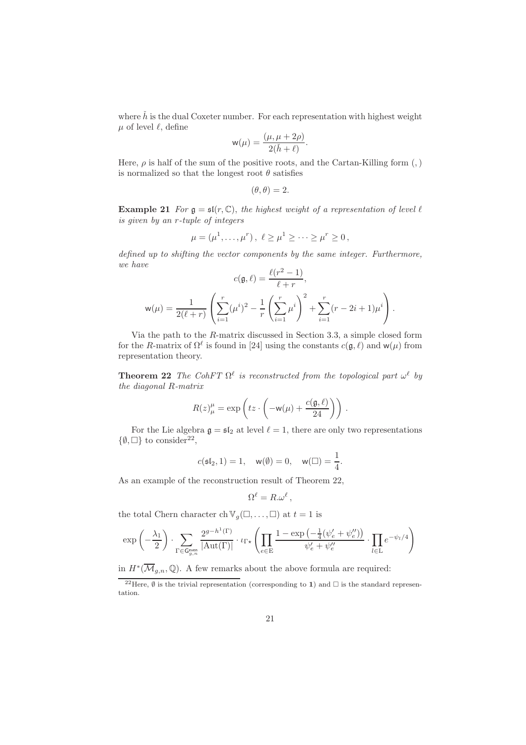where $\check{h}$ is the dual Coxeter number. For each representation with highest weight $\mu$ of level $\ell$, define

$$\mathsf{w}(\mu) = \frac{(\mu, \mu + 2\rho)}{2(\check{h} + \ell)}.$$

Here, $\rho$ is half of the sum of the positive roots, and the Cartan-Killing form $(,)$ is normalized so that the longest root $\theta$ satisfies

$$(\theta, \theta) = 2.$$

**Example 21** *For $\mathfrak{g} = \mathfrak{sl}(r, \mathbb{C})$, the highest weight of a representation of level $\ell$ is given by an $r$-tuple of integers*

$$\mu = (\mu^1, \dots, \mu^r), \ \ell \geq \mu^1 \geq \cdots \geq \mu^r \geq 0,$$

*defined up to shifting the vector components by the same integer. Furthermore, we have*

$$c(\mathfrak{g}, \ell) = \frac{\ell(r^2 - 1)}{\ell + r},$$

$$\mathsf{w}(\mu) = \frac{1}{2(\ell + r)} \left( \sum_{i=1}^r (\mu^i)^2 - \frac{1}{r} \left( \sum_{i=1}^r \mu^i \right)^2 + \sum_{i=1}^r (r - 2i + 1) \mu^i \right).$$

Via the path to the $R$-matrix discussed in Section 3.3, a simple closed form for the $R$-matrix of $\Omega^\ell$ is found in [24] using the constants $c(\mathfrak{g}, \ell)$ and $\mathsf{w}(\mu)$ from representation theory.

**Theorem 22** *The CohFT $\Omega^\ell$ is reconstructed from the topological part $\omega^\ell$ by the diagonal $R$-matrix*

$$R(z)_\mu^\mu = \exp\left( tz \cdot \left( -\mathsf{w}(\mu) + \frac{c(\mathfrak{g}, \ell)}{24} \right) \right).$$

For the Lie algebra $\mathfrak{g} = \mathfrak{sl}_2$ at level $\ell = 1$, there are only two representations $\{\emptyset, \square\}$ to consider[22],

$$c(\mathfrak{sl}_2, 1) = 1, \quad \mathsf{w}(\emptyset) = 0, \quad \mathsf{w}(\square) = \frac{1}{4}.$$

As an example of the reconstruction result of Theorem 22,

$$\Omega^\ell = R.\omega^\ell,$$

the total Chern character $\mathrm{ch}\, \mathbb{V}_g(\square, \dots, \square)$ at $t = 1$ is

$$\exp\left( -\frac{\lambda_1}{2} \right) \cdot \sum_{\Gamma \in \mathsf{G}_{g,n}^{\mathsf{even}}} \frac{2^{g - h^1(\Gamma)}}{|\mathrm{Aut}(\Gamma)|} \cdot \iota_{\Gamma \star} \left( \prod_{e \in \mathrm{E}} \frac{1 - \exp\left( -\frac{1}{4}(\psi'_e + \psi''_e) \right)}{\psi'_e + \psi''_e} \cdot \prod_{l \in \mathrm{L}} e^{-\psi_l/4} \right)$$

in $H^*(\overline{\mathcal{M}}_{g,n}, \mathbb{Q})$. A few remarks about the above formula are required:

[22] Here, $\emptyset$ is the trivial representation (corresponding to $\mathbf{1}$) and $\square$ is the standard representation.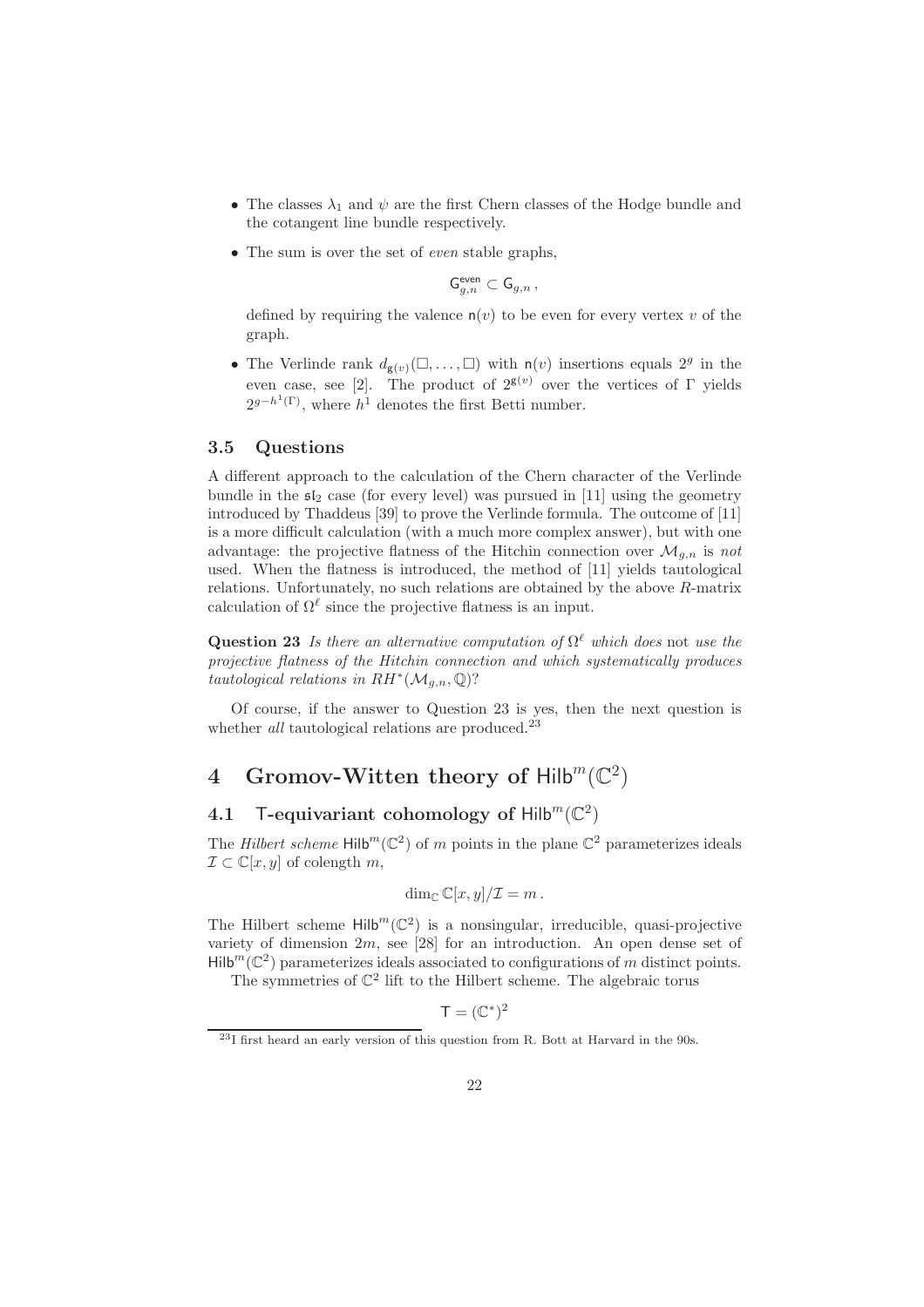- The classes $\lambda_1$ and $\psi$ are the first Chern classes of the Hodge bundle and the cotangent line bundle respectively.
- The sum is over the set of *even* stable graphs,

$$\mathsf{G}^{\mathsf{even}}_{g,n} \subset \mathsf{G}_{g,n}\,,$$

  defined by requiring the valence $\mathsf{n}(v)$ to be even for every vertex $v$ of the graph.
- The Verlinde rank $d_{\mathsf{g}(v)}(\square, \ldots, \square)$ with $\mathsf{n}(v)$ insertions equals $2^g$ in the even case, see [2]. The product of $2^{\mathsf{g}(v)}$ over the vertices of $\Gamma$ yields $2^{g-h^1(\Gamma)}$, where $h^1$ denotes the first Betti number.

### 3.5 Questions

A different approach to the calculation of the Chern character of the Verlinde bundle in the $\mathfrak{sl}_2$ case (for every level) was pursued in [11] using the geometry introduced by Thaddeus [39] to prove the Verlinde formula. The outcome of [11] is a more difficult calculation (with a much more complex answer), but with one advantage: the projective flatness of the Hitchin connection over $\mathcal{M}_{g,n}$ is *not* used. When the flatness is introduced, the method of [11] yields tautological relations. Unfortunately, no such relations are obtained by the above $R$-matrix calculation of $\Omega^\ell$ since the projective flatness is an input.

**Question 23** *Is there an alternative computation of $\Omega^\ell$ which does* not *use the projective flatness of the Hitchin connection and which systematically produces tautological relations in $RH^*(\mathcal{M}_{g,n}, \mathbb{Q})$?*

Of course, if the answer to Question 23 is yes, then the next question is whether *all* tautological relations are produced.[23]

## 4 Gromov-Witten theory of $\mathsf{Hilb}^m(\mathbb{C}^2)$

### 4.1 $\mathsf{T}$-equivariant cohomology of $\mathsf{Hilb}^m(\mathbb{C}^2)$

The *Hilbert scheme* $\mathsf{Hilb}^m(\mathbb{C}^2)$ of $m$ points in the plane $\mathbb{C}^2$ parameterizes ideals $\mathcal{I} \subset \mathbb{C}[x,y]$ of colength $m$,

$$\dim_{\mathbb{C}} \mathbb{C}[x,y]/\mathcal{I} = m\,.$$

The Hilbert scheme $\mathsf{Hilb}^m(\mathbb{C}^2)$ is a nonsingular, irreducible, quasi-projective variety of dimension $2m$, see [28] for an introduction. An open dense set of $\mathsf{Hilb}^m(\mathbb{C}^2)$ parameterizes ideals associated to configurations of $m$ distinct points.

The symmetries of $\mathbb{C}^2$ lift to the Hilbert scheme. The algebraic torus

$$\mathsf{T} = (\mathbb{C}^*)^2$$

[23] I first heard an early version of this question from R. Bott at Harvard in the 90s.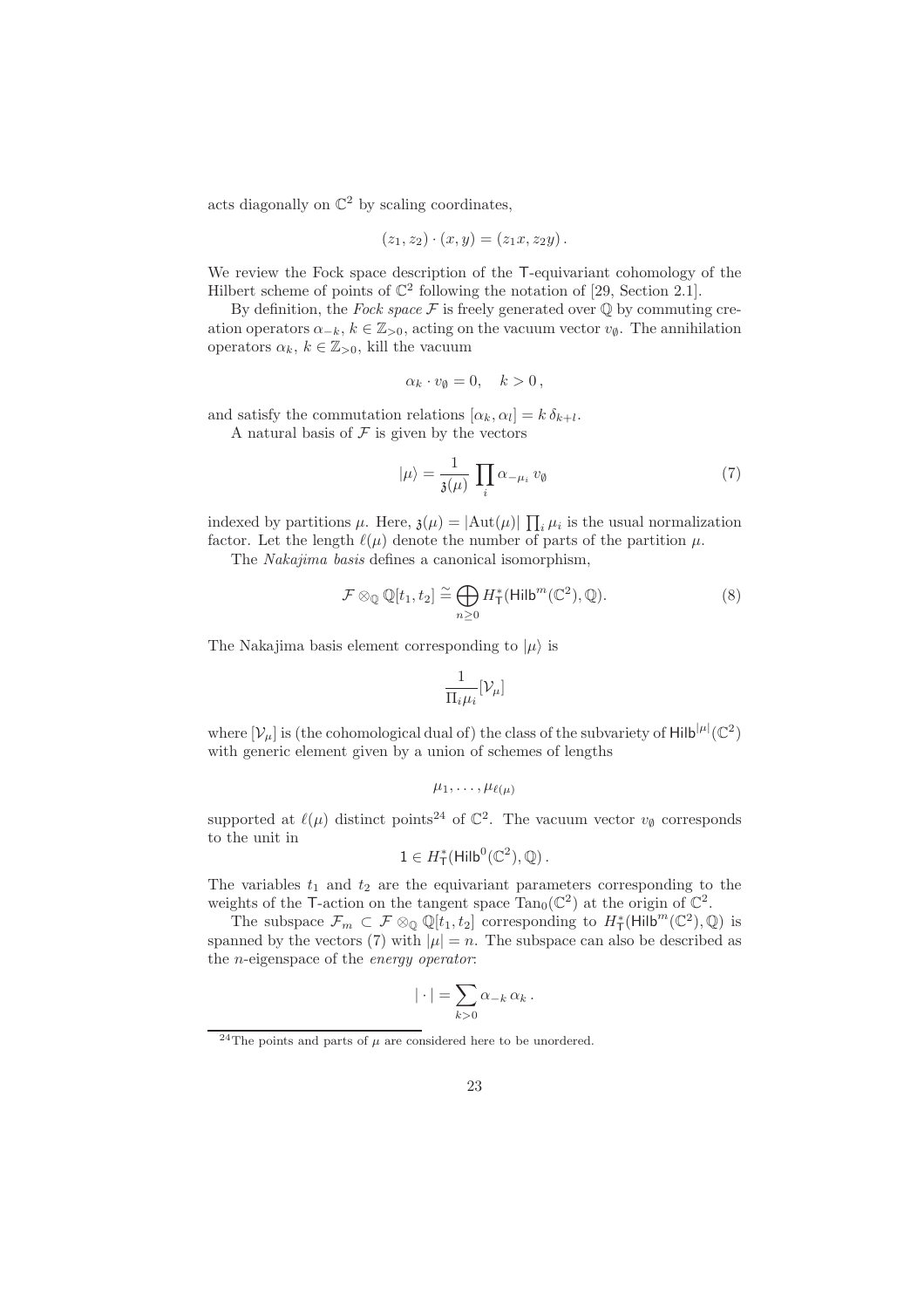acts diagonally on $\mathbb{C}^2$ by scaling coordinates,

$$(z_1, z_2) \cdot (x, y) = (z_1 x, z_2 y)\,.$$

We review the Fock space description of the $\mathsf{T}$-equivariant cohomology of the Hilbert scheme of points of $\mathbb{C}^2$ following the notation of [29, Section 2.1].

By definition, the *Fock space* $\mathcal{F}$ is freely generated over $\mathbb{Q}$ by commuting creation operators $\alpha_{-k}$, $k \in \mathbb{Z}_{>0}$, acting on the vacuum vector $v_\emptyset$. The annihilation operators $\alpha_k$, $k \in \mathbb{Z}_{>0}$, kill the vacuum

$$\alpha_k \cdot v_\emptyset = 0, \quad k > 0\,,$$

and satisfy the commutation relations $[\alpha_k, \alpha_l] = k\,\delta_{k+l}$.

A natural basis of $\mathcal{F}$ is given by the vectors

$$|\mu\rangle = \frac{1}{\mathfrak{z}(\mu)} \prod_i \alpha_{-\mu_i}\, v_\emptyset \tag{7}$$

indexed by partitions $\mu$. Here, $\mathfrak{z}(\mu) = |\mathrm{Aut}(\mu)| \prod_i \mu_i$ is the usual normalization factor. Let the length $\ell(\mu)$ denote the number of parts of the partition $\mu$.

The *Nakajima basis* defines a canonical isomorphism,

$$\mathcal{F} \otimes_{\mathbb{Q}} \mathbb{Q}[t_1, t_2] \cong \bigoplus_{n \geq 0} H^*_{\mathsf{T}}(\mathsf{Hilb}^m(\mathbb{C}^2), \mathbb{Q}). \tag{8}$$

The Nakajima basis element corresponding to $|\mu\rangle$ is

$$\frac{1}{\Pi_i \mu_i}[\mathcal{V}_\mu]$$

where $[\mathcal{V}_\mu]$ is (the cohomological dual of) the class of the subvariety of $\mathsf{Hilb}^{|\mu|}(\mathbb{C}^2)$ with generic element given by a union of schemes of lengths

$$\mu_1, \ldots, \mu_{\ell(\mu)}$$

supported at $\ell(\mu)$ distinct points[24] of $\mathbb{C}^2$. The vacuum vector $v_\emptyset$ corresponds to the unit in

$$1 \in H^*_{\mathsf{T}}(\mathsf{Hilb}^0(\mathbb{C}^2), \mathbb{Q})\,.$$

The variables $t_1$ and $t_2$ are the equivariant parameters corresponding to the weights of the $\mathsf{T}$-action on the tangent space $\mathrm{Tan}_0(\mathbb{C}^2)$ at the origin of $\mathbb{C}^2$.

The subspace $\mathcal{F}_m \subset \mathcal{F} \otimes_{\mathbb{Q}} \mathbb{Q}[t_1, t_2]$ corresponding to $H^*_{\mathsf{T}}(\mathsf{Hilb}^m(\mathbb{C}^2), \mathbb{Q})$ is spanned by the vectors (7) with $|\mu| = n$. The subspace can also be described as the $n$-eigenspace of the *energy operator*:

$$|\cdot| = \sum_{k>0} \alpha_{-k}\, \alpha_k\,.$$

[24] The points and parts of $\mu$ are considered here to be unordered.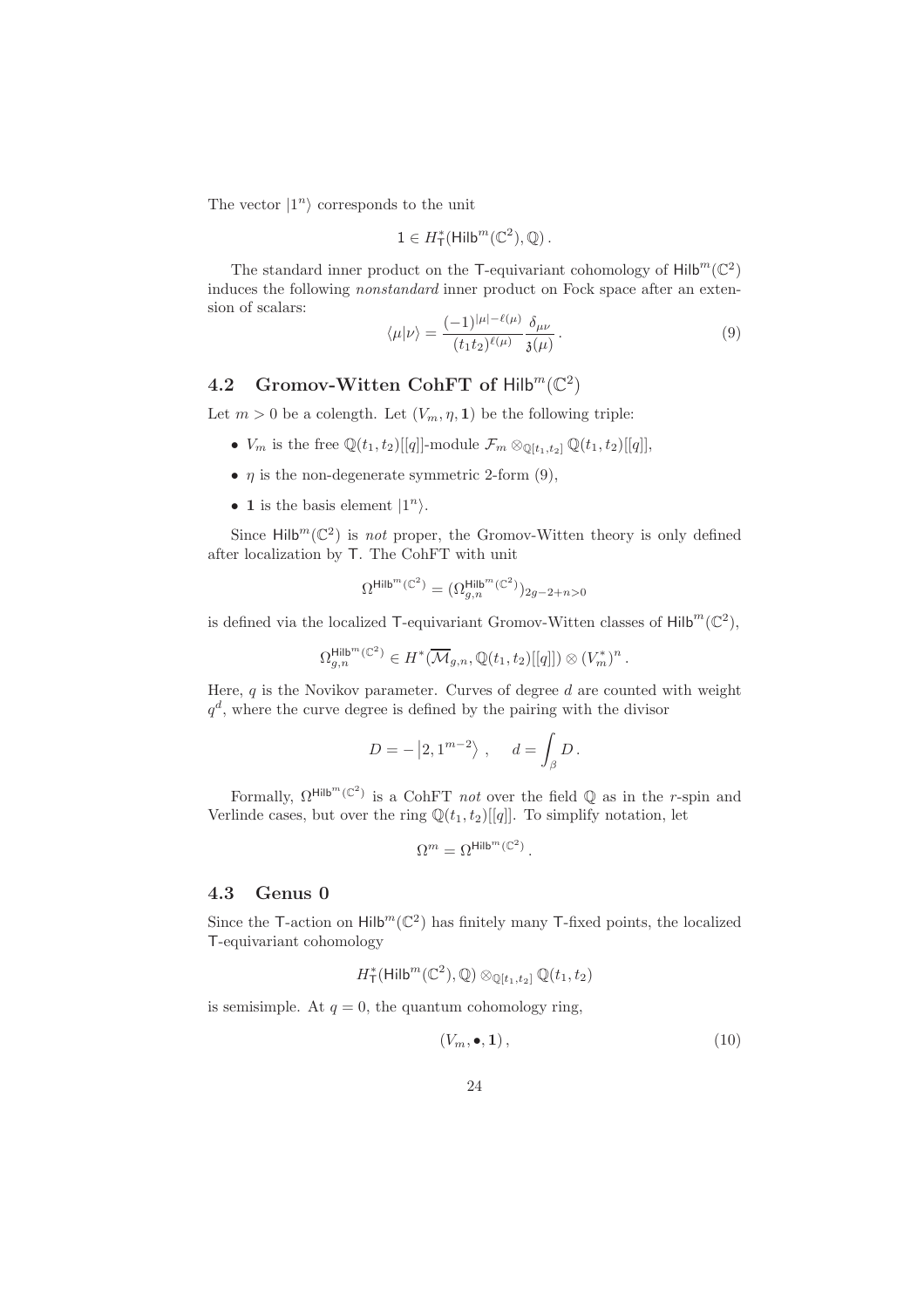The vector $|1^n\rangle$ corresponds to the unit

$$1 \in H^*_{\mathsf{T}}(\mathsf{Hilb}^m(\mathbb{C}^2), \mathbb{Q}).$$

The standard inner product on the $\mathsf{T}$-equivariant cohomology of $\mathsf{Hilb}^m(\mathbb{C}^2)$ induces the following *nonstandard* inner product on Fock space after an extension of scalars:

$$\langle \mu | \nu \rangle = \frac{(-1)^{|\mu|-\ell(\mu)}}{(t_1 t_2)^{\ell(\mu)}} \frac{\delta_{\mu\nu}}{\mathfrak{z}(\mu)}. \tag{9}$$

## 4.2 Gromov-Witten CohFT of $\mathsf{Hilb}^m(\mathbb{C}^2)$

Let $m > 0$ be a colength. Let $(V_m, \eta, \mathbf{1})$ be the following triple:

- $V_m$ is the free $\mathbb{Q}(t_1,t_2)[[q]]$-module $\mathcal{F}_m \otimes_{\mathbb{Q}[t_1,t_2]} \mathbb{Q}(t_1,t_2)[[q]]$,
- $\eta$ is the non-degenerate symmetric 2-form (9),
- $\mathbf{1}$ is the basis element $|1^n\rangle$.

Since $\mathsf{Hilb}^m(\mathbb{C}^2)$ is *not* proper, the Gromov-Witten theory is only defined after localization by $\mathsf{T}$. The CohFT with unit

$$\Omega^{\mathsf{Hilb}^m(\mathbb{C}^2)} = (\Omega_{g,n}^{\mathsf{Hilb}^m(\mathbb{C}^2)})_{2g-2+n>0}$$

is defined via the localized $\mathsf{T}$-equivariant Gromov-Witten classes of $\mathsf{Hilb}^m(\mathbb{C}^2)$,

$$\Omega_{g,n}^{\mathsf{Hilb}^m(\mathbb{C}^2)} \in H^*(\overline{\mathcal{M}}_{g,n}, \mathbb{Q}(t_1,t_2)[[q]]) \otimes (V_m^*)^n.$$

Here, $q$ is the Novikov parameter. Curves of degree $d$ are counted with weight $q^d$, where the curve degree is defined by the pairing with the divisor

$$D = -\left|2, 1^{m-2}\right\rangle, \quad d = \int_\beta D.$$

Formally, $\Omega^{\mathsf{Hilb}^m(\mathbb{C}^2)}$ is a CohFT *not* over the field $\mathbb{Q}$ as in the $r$-spin and Verlinde cases, but over the ring $\mathbb{Q}(t_1,t_2)[[q]]$. To simplify notation, let

$$\Omega^m = \Omega^{\mathsf{Hilb}^m(\mathbb{C}^2)}.$$

## 4.3 Genus 0

Since the $\mathsf{T}$-action on $\mathsf{Hilb}^m(\mathbb{C}^2)$ has finitely many $\mathsf{T}$-fixed points, the localized $\mathsf{T}$-equivariant cohomology

$$H^*_{\mathsf{T}}(\mathsf{Hilb}^m(\mathbb{C}^2), \mathbb{Q}) \otimes_{\mathbb{Q}[t_1,t_2]} \mathbb{Q}(t_1,t_2)$$

is semisimple. At $q = 0$, the quantum cohomology ring,

$$(V_m, \bullet, \mathbf{1}), \tag{10}$$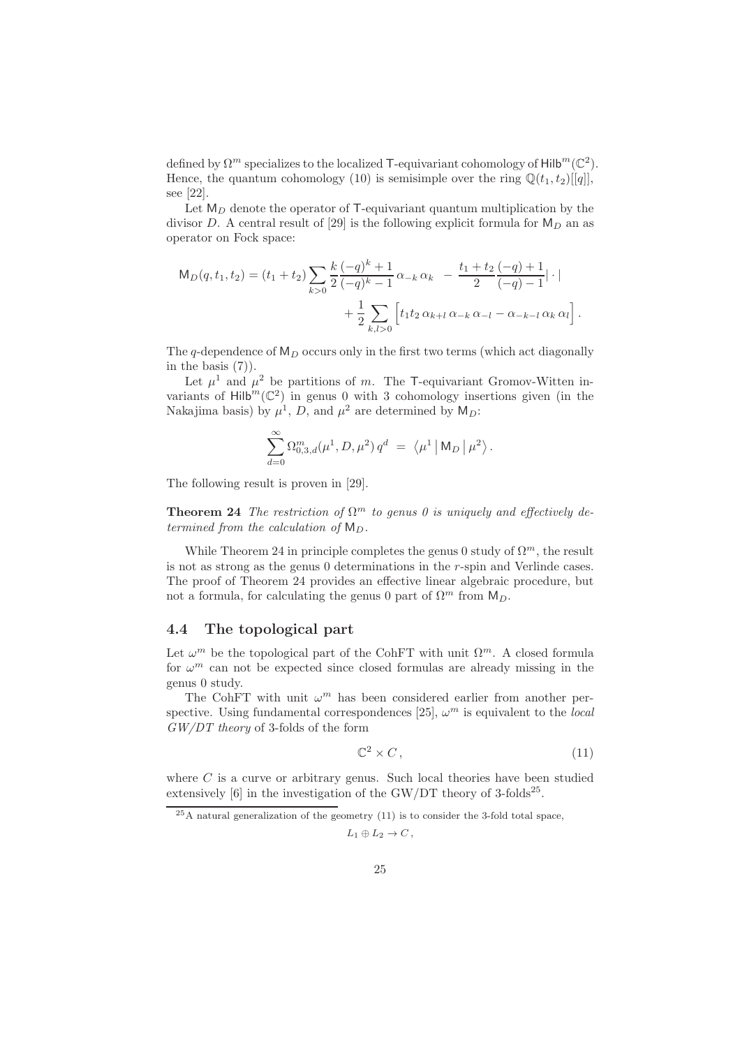defined by $\Omega^m$ specializes to the localized $\mathsf{T}$-equivariant cohomology of $\mathsf{Hilb}^m(\mathbb{C}^2)$. Hence, the quantum cohomology (10) is semisimple over the ring $\mathbb{Q}(t_1,t_2)[[q]]$, see [22].

Let $\mathsf{M}_D$ denote the operator of $\mathsf{T}$-equivariant quantum multiplication by the divisor $D$. A central result of [29] is the following explicit formula for $\mathsf{M}_D$ an as operator on Fock space:

$$\mathsf{M}_D(q,t_1,t_2) = (t_1+t_2)\sum_{k>0} \frac{k}{2}\frac{(-q)^k+1}{(-q)^k-1}\,\alpha_{-k}\,\alpha_k \;-\; \frac{t_1+t_2}{2}\frac{(-q)+1}{(-q)-1}|\cdot| \\ + \frac{1}{2}\sum_{k,l>0}\Big[t_1t_2\,\alpha_{k+l}\,\alpha_{-k}\,\alpha_{-l} - \alpha_{-k-l}\,\alpha_k\,\alpha_l\Big].$$

The $q$-dependence of $\mathsf{M}_D$ occurs only in the first two terms (which act diagonally in the basis (7)).

Let $\mu^1$ and $\mu^2$ be partitions of $m$. The $\mathsf{T}$-equivariant Gromov-Witten invariants of $\mathsf{Hilb}^m(\mathbb{C}^2)$ in genus 0 with 3 cohomology insertions given (in the Nakajima basis) by $\mu^1$, $D$, and $\mu^2$ are determined by $\mathsf{M}_D$:

$$\sum_{d=0}^{\infty} \Omega^m_{0,3,d}(\mu^1, D, \mu^2)\, q^d \;=\; \left\langle \mu^1 \,\middle|\, \mathsf{M}_D \,\middle|\, \mu^2 \right\rangle.$$

The following result is proven in [29].

**Theorem 24** *The restriction of $\Omega^m$ to genus 0 is uniquely and effectively determined from the calculation of $\mathsf{M}_D$.*

While Theorem 24 in principle completes the genus 0 study of $\Omega^m$, the result is not as strong as the genus 0 determinations in the $r$-spin and Verlinde cases. The proof of Theorem 24 provides an effective linear algebraic procedure, but not a formula, for calculating the genus 0 part of $\Omega^m$ from $\mathsf{M}_D$.

### 4.4 The topological part

Let $\omega^m$ be the topological part of the CohFT with unit $\Omega^m$. A closed formula for $\omega^m$ can not be expected since closed formulas are already missing in the genus 0 study.

The CohFT with unit $\omega^m$ has been considered earlier from another perspective. Using fundamental correspondences [25], $\omega^m$ is equivalent to the *local GW/DT theory* of 3-folds of the form

$$\mathbb{C}^2 \times C\,, \tag{11}$$

where $C$ is a curve or arbitrary genus. Such local theories have been studied extensively [6] in the investigation of the GW/DT theory of 3-folds[25].

[25] A natural generalization of the geometry (11) is to consider the 3-fold total space,

$$L_1 \oplus L_2 \to C\,,$$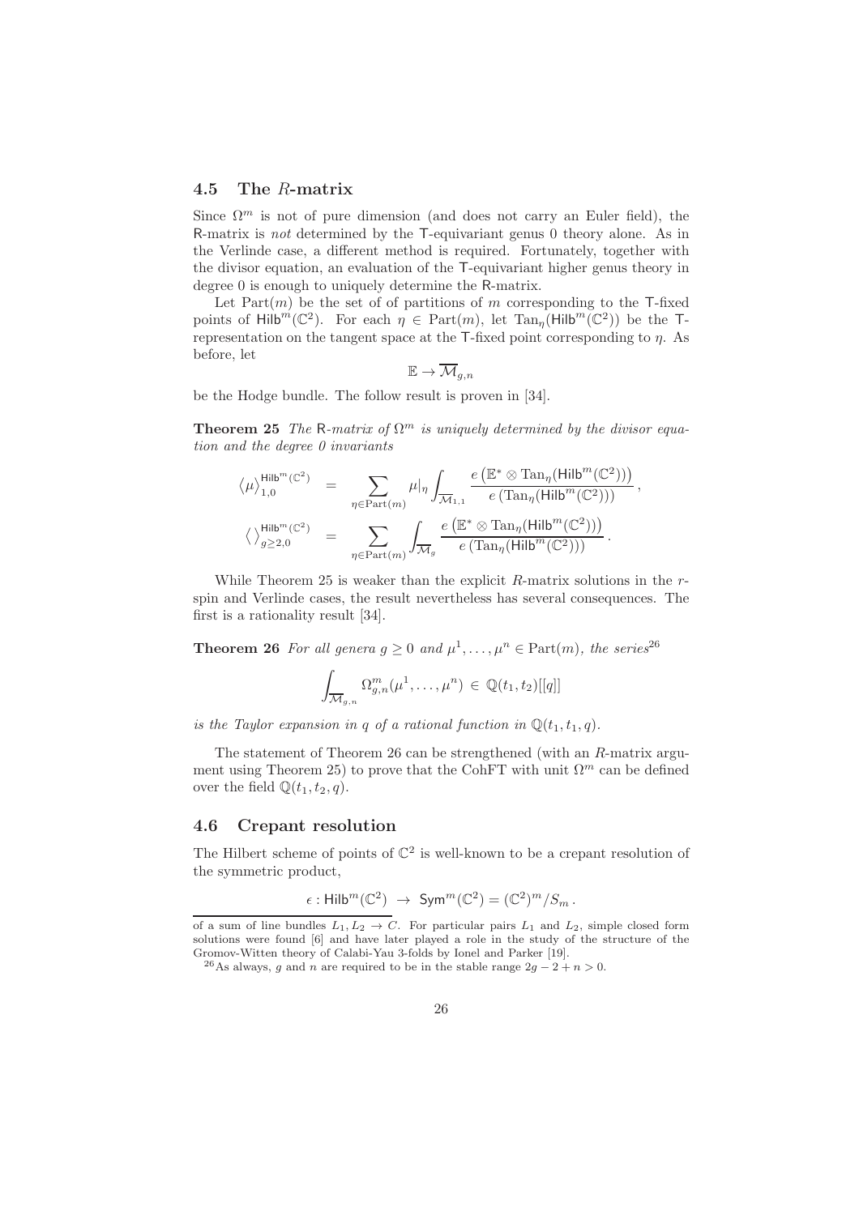### 4.5 The $R$-matrix

Since $\Omega^m$ is not of pure dimension (and does not carry an Euler field), the R-matrix is *not* determined by the T-equivariant genus 0 theory alone. As in the Verlinde case, a different method is required. Fortunately, together with the divisor equation, an evaluation of the T-equivariant higher genus theory in degree 0 is enough to uniquely determine the R-matrix.

Let $\text{Part}(m)$ be the set of of partitions of $m$ corresponding to the T-fixed points of $\mathsf{Hilb}^m(\mathbb{C}^2)$. For each $\eta \in \text{Part}(m)$, let $\text{Tan}_\eta(\mathsf{Hilb}^m(\mathbb{C}^2))$ be the T-representation on the tangent space at the T-fixed point corresponding to $\eta$. As before, let

$$\mathbb{E} \to \overline{\mathcal{M}}_{g,n}$$

be the Hodge bundle. The follow result is proven in [34].

**Theorem 25** *The* R*-matrix of* $\Omega^m$ *is uniquely determined by the divisor equation and the degree 0 invariants*

$$\begin{aligned}
\left\langle \mu \right\rangle_{1,0}^{\mathsf{Hilb}^m(\mathbb{C}^2)} &= \sum_{\eta \in \text{Part}(m)} \mu|_\eta \int_{\overline{\mathcal{M}}_{1,1}} \frac{e\left(\mathbb{E}^* \otimes \text{Tan}_\eta(\mathsf{Hilb}^m(\mathbb{C}^2))\right)}{e\left(\text{Tan}_\eta(\mathsf{Hilb}^m(\mathbb{C}^2))\right)}\,, \\
\left\langle \, \right\rangle_{g\geq 2,0}^{\mathsf{Hilb}^m(\mathbb{C}^2)} &= \sum_{\eta \in \text{Part}(m)} \int_{\overline{\mathcal{M}}_g} \frac{e\left(\mathbb{E}^* \otimes \text{Tan}_\eta(\mathsf{Hilb}^m(\mathbb{C}^2))\right)}{e\left(\text{Tan}_\eta(\mathsf{Hilb}^m(\mathbb{C}^2))\right)}\,.
\end{aligned}$$

While Theorem 25 is weaker than the explicit $R$-matrix solutions in the $r$-spin and Verlinde cases, the result nevertheless has several consequences. The first is a rationality result [34].

**Theorem 26** *For all genera* $g \geq 0$ *and* $\mu^1, \ldots, \mu^n \in \text{Part}(m)$*, the series*[26]

$$\int_{\overline{\mathcal{M}}_{g,n}} \Omega^m_{g,n}(\mu^1, \ldots, \mu^n) \in \mathbb{Q}(t_1, t_2)[[q]]$$

*is the Taylor expansion in* $q$ *of a rational function in* $\mathbb{Q}(t_1, t_1, q)$*.*

The statement of Theorem 26 can be strengthened (with an $R$-matrix argument using Theorem 25) to prove that the CohFT with unit $\Omega^m$ can be defined over the field $\mathbb{Q}(t_1, t_2, q)$.

### 4.6 Crepant resolution

The Hilbert scheme of points of $\mathbb{C}^2$ is well-known to be a crepant resolution of the symmetric product,

$$\epsilon : \mathsf{Hilb}^m(\mathbb{C}^2) \to \mathsf{Sym}^m(\mathbb{C}^2) = (\mathbb{C}^2)^m / S_m\,.$$

---

of a sum of line bundles $L_1, L_2 \to C$. For particular pairs $L_1$ and $L_2$, simple closed form solutions were found [6] and have later played a role in the study of the structure of the Gromov-Witten theory of Calabi-Yau 3-folds by Ionel and Parker [19].

[26] As always, $g$ and $n$ are required to be in the stable range $2g - 2 + n > 0$.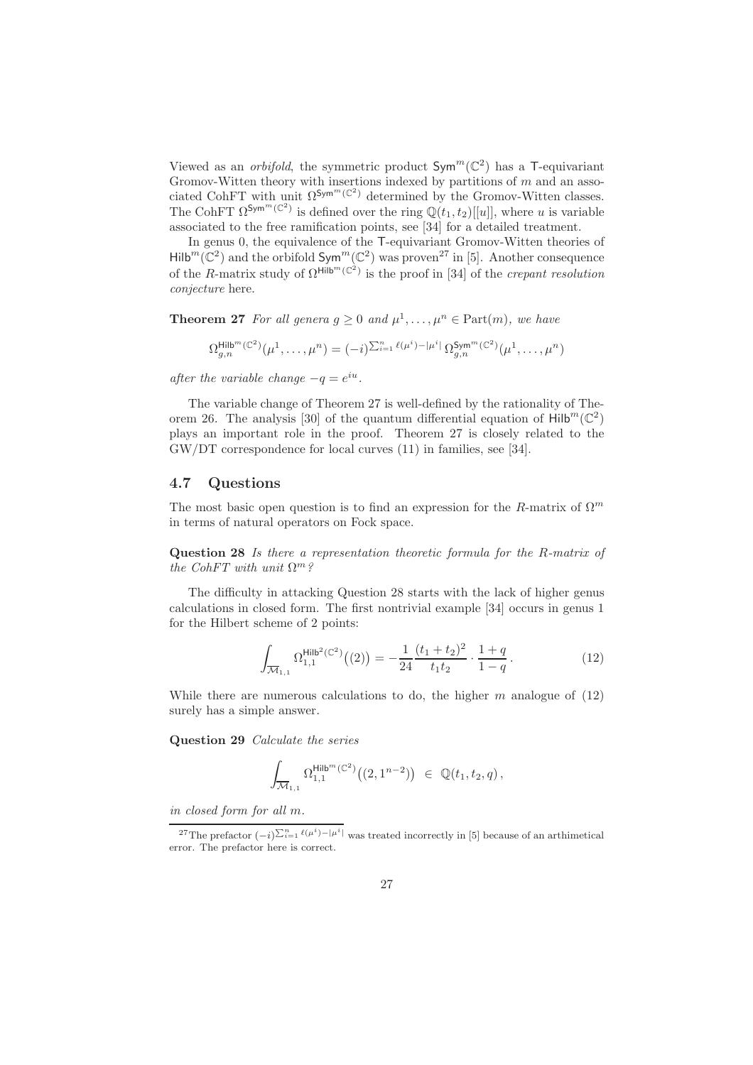Viewed as an *orbifold*, the symmetric product $\mathsf{Sym}^m(\mathbb{C}^2)$ has a $\mathsf{T}$-equivariant Gromov-Witten theory with insertions indexed by partitions of $m$ and an associated CohFT with unit $\Omega^{\mathsf{Sym}^m(\mathbb{C}^2)}$ determined by the Gromov-Witten classes. The CohFT $\Omega^{\mathsf{Sym}^m(\mathbb{C}^2)}$ is defined over the ring $\mathbb{Q}(t_1,t_2)[[u]]$, where $u$ is variable associated to the free ramification points, see [34] for a detailed treatment.

In genus 0, the equivalence of the $\mathsf{T}$-equivariant Gromov-Witten theories of $\mathsf{Hilb}^m(\mathbb{C}^2)$ and the orbifold $\mathsf{Sym}^m(\mathbb{C}^2)$ was proven[27] in [5]. Another consequence of the $R$-matrix study of $\Omega^{\mathsf{Hilb}^m(\mathbb{C}^2)}$ is the proof in [34] of the *crepant resolution conjecture* here.

**Theorem 27** *For all genera $g \geq 0$ and $\mu^1, \ldots, \mu^n \in \mathrm{Part}(m)$, we have*

$$\Omega^{\mathsf{Hilb}^m(\mathbb{C}^2)}_{g,n}(\mu^1,\ldots,\mu^n) = (-i)^{\sum_{i=1}^n \ell(\mu^i)-|\mu^i|}\,\Omega^{\mathsf{Sym}^m(\mathbb{C}^2)}_{g,n}(\mu^1,\ldots,\mu^n)$$

*after the variable change $-q = e^{iu}$.*

The variable change of Theorem 27 is well-defined by the rationality of Theorem 26. The analysis [30] of the quantum differential equation of $\mathsf{Hilb}^m(\mathbb{C}^2)$ plays an important role in the proof. Theorem 27 is closely related to the GW/DT correspondence for local curves (11) in families, see [34].

## 4.7 Questions

The most basic open question is to find an expression for the $R$-matrix of $\Omega^m$ in terms of natural operators on Fock space.

**Question 28** *Is there a representation theoretic formula for the $R$-matrix of the CohFT with unit $\Omega^m$?*

The difficulty in attacking Question 28 starts with the lack of higher genus calculations in closed form. The first nontrivial example [34] occurs in genus 1 for the Hilbert scheme of 2 points:

$$\int_{\overline{\mathcal{M}}_{1,1}} \Omega^{\mathsf{Hilb}^2(\mathbb{C}^2)}_{1,1}\big((2)\big) = -\frac{1}{24}\frac{(t_1+t_2)^2}{t_1t_2}\cdot\frac{1+q}{1-q}\,. \tag{12}$$

While there are numerous calculations to do, the higher $m$ analogue of (12) surely has a simple answer.

**Question 29** *Calculate the series*

$$\int_{\overline{\mathcal{M}}_{1,1}} \Omega^{\mathsf{Hilb}^m(\mathbb{C}^2)}_{1,1}\big((2,1^{n-2})\big) \;\in\; \mathbb{Q}(t_1,t_2,q)\,,$$

*in closed form for all $m$.*

[27] The prefactor $(-i)^{\sum_{i=1}^n \ell(\mu^i)-|\mu^i|}$ was treated incorrectly in [5] because of an arthimetical error. The prefactor here is correct.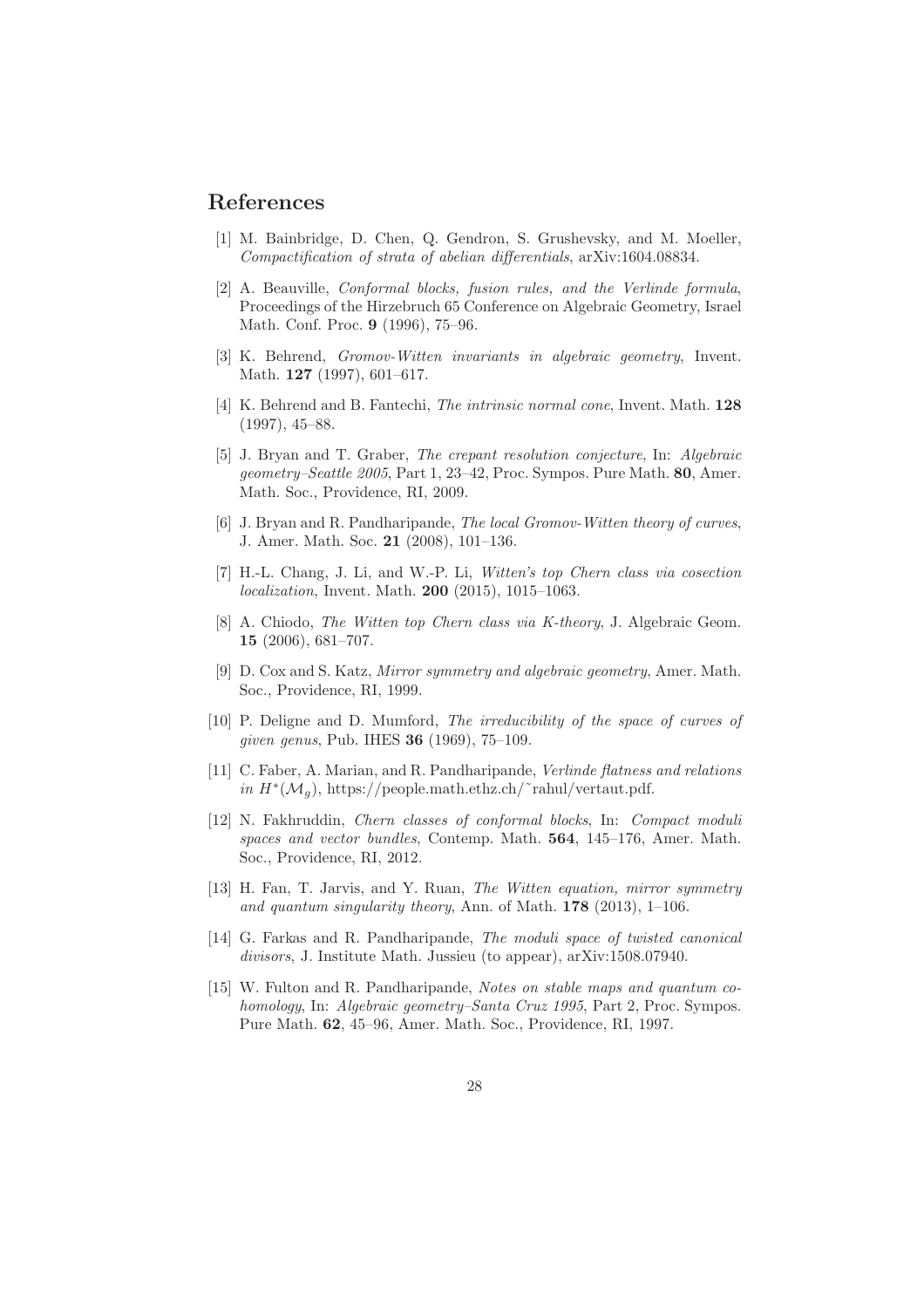## References

[1] M. Bainbridge, D. Chen, Q. Gendron, S. Grushevsky, and M. Moeller, *Compactification of strata of abelian differentials*, arXiv:1604.08834.

[2] A. Beauville, *Conformal blocks, fusion rules, and the Verlinde formula*, Proceedings of the Hirzebruch 65 Conference on Algebraic Geometry, Israel Math. Conf. Proc. **9** (1996), 75–96.

[3] K. Behrend, *Gromov-Witten invariants in algebraic geometry*, Invent. Math. **127** (1997), 601–617.

[4] K. Behrend and B. Fantechi, *The intrinsic normal cone*, Invent. Math. **128** (1997), 45–88.

[5] J. Bryan and T. Graber, *The crepant resolution conjecture*, In: *Algebraic geometry–Seattle 2005*, Part 1, 23–42, Proc. Sympos. Pure Math. **80**, Amer. Math. Soc., Providence, RI, 2009.

[6] J. Bryan and R. Pandharipande, *The local Gromov-Witten theory of curves*, J. Amer. Math. Soc. **21** (2008), 101–136.

[7] H.-L. Chang, J. Li, and W.-P. Li, *Witten's top Chern class via cosection localization*, Invent. Math. **200** (2015), 1015–1063.

[8] A. Chiodo, *The Witten top Chern class via K-theory*, J. Algebraic Geom. **15** (2006), 681–707.

[9] D. Cox and S. Katz, *Mirror symmetry and algebraic geometry*, Amer. Math. Soc., Providence, RI, 1999.

[10] P. Deligne and D. Mumford, *The irreducibility of the space of curves of given genus*, Pub. IHES **36** (1969), 75–109.

[11] C. Faber, A. Marian, and R. Pandharipande, *Verlinde flatness and relations in $H^*(\mathcal{M}_g)$*, https://people.math.ethz.ch/˜rahul/vertaut.pdf.

[12] N. Fakhruddin, *Chern classes of conformal blocks*, In: *Compact moduli spaces and vector bundles*, Contemp. Math. **564**, 145–176, Amer. Math. Soc., Providence, RI, 2012.

[13] H. Fan, T. Jarvis, and Y. Ruan, *The Witten equation, mirror symmetry and quantum singularity theory*, Ann. of Math. **178** (2013), 1–106.

[14] G. Farkas and R. Pandharipande, *The moduli space of twisted canonical divisors*, J. Institute Math. Jussieu (to appear), arXiv:1508.07940.

[15] W. Fulton and R. Pandharipande, *Notes on stable maps and quantum cohomology*, In: *Algebraic geometry–Santa Cruz 1995*, Part 2, Proc. Sympos. Pure Math. **62**, 45–96, Amer. Math. Soc., Providence, RI, 1997.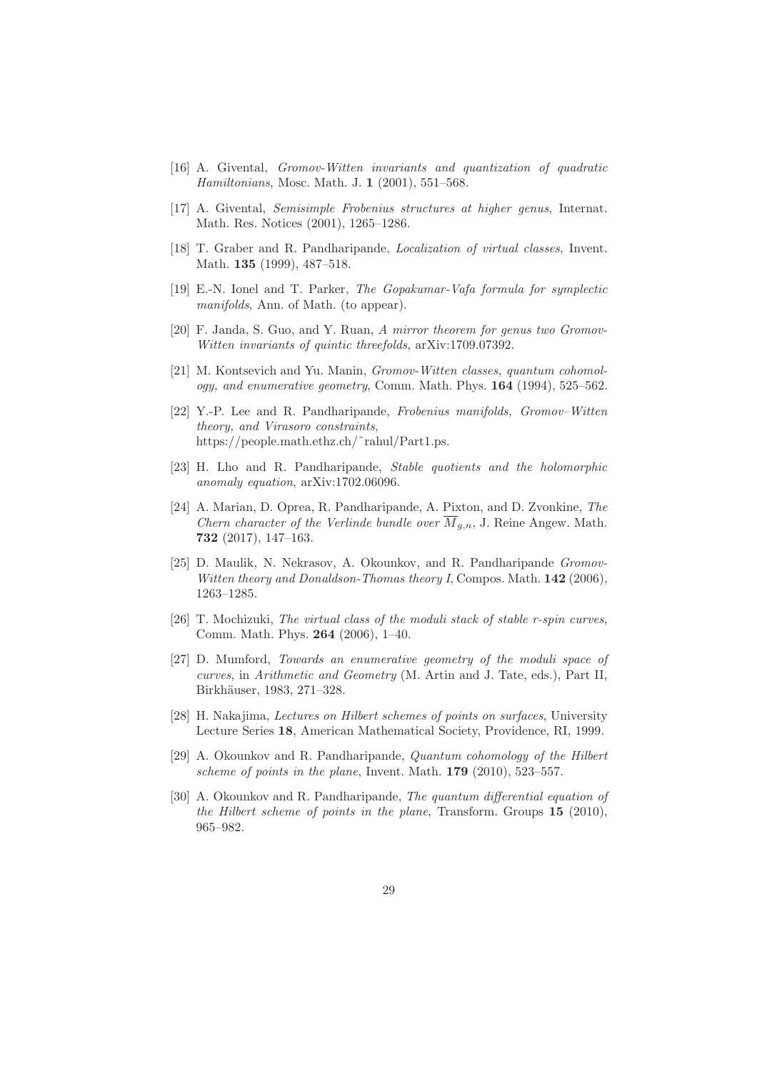[16] A. Givental, *Gromov-Witten invariants and quantization of quadratic Hamiltonians*, Mosc. Math. J. **1** (2001), 551–568.

[17] A. Givental, *Semisimple Frobenius structures at higher genus*, Internat. Math. Res. Notices (2001), 1265–1286.

[18] T. Graber and R. Pandharipande, *Localization of virtual classes*, Invent. Math. **135** (1999), 487–518.

[19] E.-N. Ionel and T. Parker, *The Gopakumar-Vafa formula for symplectic manifolds*, Ann. of Math. (to appear).

[20] F. Janda, S. Guo, and Y. Ruan, *A mirror theorem for genus two Gromov-Witten invariants of quintic threefolds*, arXiv:1709.07392.

[21] M. Kontsevich and Yu. Manin, *Gromov-Witten classes, quantum cohomology, and enumerative geometry*, Comm. Math. Phys. **164** (1994), 525–562.

[22] Y.-P. Lee and R. Pandharipande, *Frobenius manifolds, Gromov–Witten theory, and Virasoro constraints*, https://people.math.ethz.ch/˜rahul/Part1.ps.

[23] H. Lho and R. Pandharipande, *Stable quotients and the holomorphic anomaly equation*, arXiv:1702.06096.

[24] A. Marian, D. Oprea, R. Pandharipande, A. Pixton, and D. Zvonkine, *The Chern character of the Verlinde bundle over $\overline{M}_{g,n}$*, J. Reine Angew. Math. **732** (2017), 147–163.

[25] D. Maulik, N. Nekrasov, A. Okounkov, and R. Pandharipande *Gromov-Witten theory and Donaldson-Thomas theory I*, Compos. Math. **142** (2006), 1263–1285.

[26] T. Mochizuki, *The virtual class of the moduli stack of stable r-spin curves*, Comm. Math. Phys. **264** (2006), 1–40.

[27] D. Mumford, *Towards an enumerative geometry of the moduli space of curves*, in *Arithmetic and Geometry* (M. Artin and J. Tate, eds.), Part II, Birkhäuser, 1983, 271–328.

[28] H. Nakajima, *Lectures on Hilbert schemes of points on surfaces*, University Lecture Series **18**, American Mathematical Society, Providence, RI, 1999.

[29] A. Okounkov and R. Pandharipande, *Quantum cohomology of the Hilbert scheme of points in the plane*, Invent. Math. **179** (2010), 523–557.

[30] A. Okounkov and R. Pandharipande, *The quantum differential equation of the Hilbert scheme of points in the plane*, Transform. Groups **15** (2010), 965–982.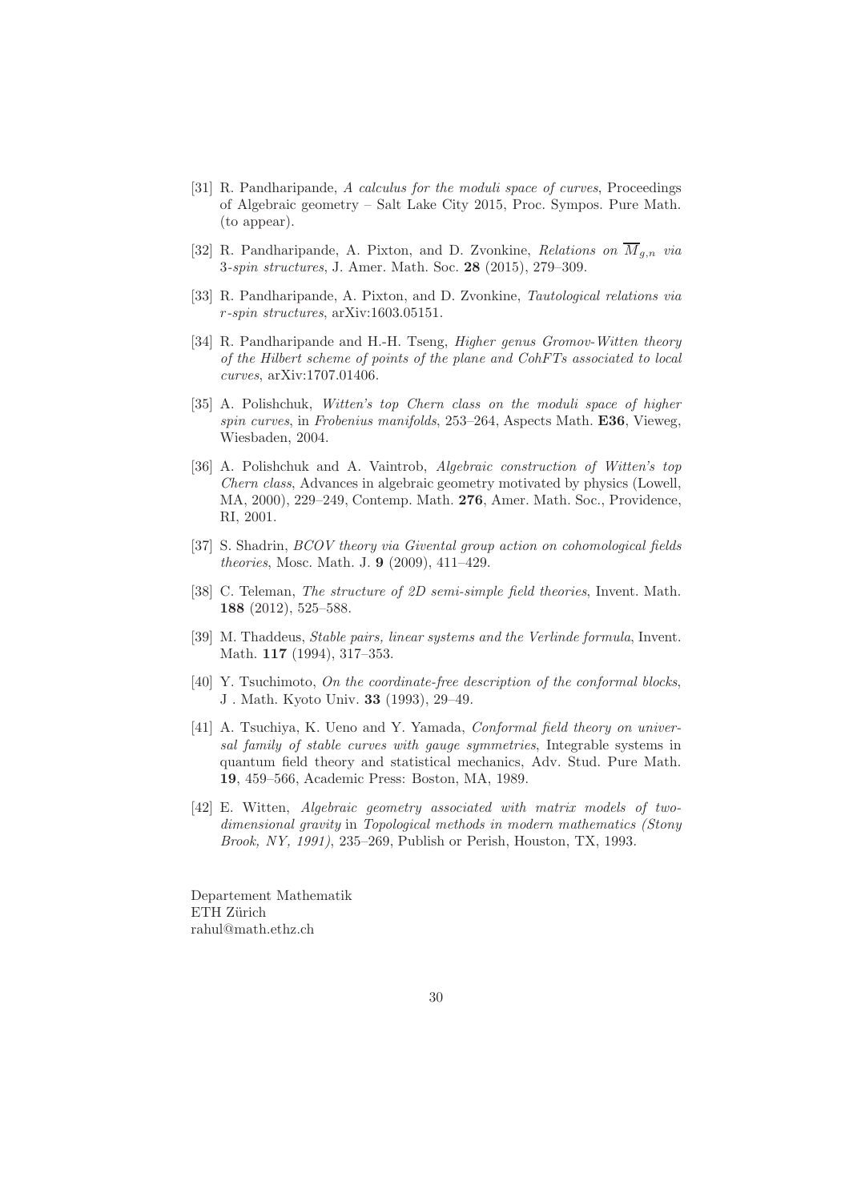[31] R. Pandharipande, *A calculus for the moduli space of curves*, Proceedings of Algebraic geometry – Salt Lake City 2015, Proc. Sympos. Pure Math. (to appear).

[32] R. Pandharipande, A. Pixton, and D. Zvonkine, *Relations on $\overline{M}_{g,n}$ via 3-spin structures*, J. Amer. Math. Soc. **28** (2015), 279–309.

[33] R. Pandharipande, A. Pixton, and D. Zvonkine, *Tautological relations via r-spin structures*, arXiv:1603.05151.

[34] R. Pandharipande and H.-H. Tseng, *Higher genus Gromov-Witten theory of the Hilbert scheme of points of the plane and CohFTs associated to local curves*, arXiv:1707.01406.

[35] A. Polishchuk, *Witten's top Chern class on the moduli space of higher spin curves*, in *Frobenius manifolds*, 253–264, Aspects Math. **E36**, Vieweg, Wiesbaden, 2004.

[36] A. Polishchuk and A. Vaintrob, *Algebraic construction of Witten's top Chern class*, Advances in algebraic geometry motivated by physics (Lowell, MA, 2000), 229–249, Contemp. Math. **276**, Amer. Math. Soc., Providence, RI, 2001.

[37] S. Shadrin, *BCOV theory via Givental group action on cohomological fields theories*, Mosc. Math. J. **9** (2009), 411–429.

[38] C. Teleman, *The structure of 2D semi-simple field theories*, Invent. Math. **188** (2012), 525–588.

[39] M. Thaddeus, *Stable pairs, linear systems and the Verlinde formula*, Invent. Math. **117** (1994), 317–353.

[40] Y. Tsuchimoto, *On the coordinate-free description of the conformal blocks*, J . Math. Kyoto Univ. **33** (1993), 29–49.

[41] A. Tsuchiya, K. Ueno and Y. Yamada, *Conformal field theory on universal family of stable curves with gauge symmetries*, Integrable systems in quantum field theory and statistical mechanics, Adv. Stud. Pure Math. **19**, 459–566, Academic Press: Boston, MA, 1989.

[42] E. Witten, *Algebraic geometry associated with matrix models of two-dimensional gravity* in *Topological methods in modern mathematics (Stony Brook, NY, 1991)*, 235–269, Publish or Perish, Houston, TX, 1993.

Departement Mathematik
ETH Zürich
rahul@math.ethz.ch